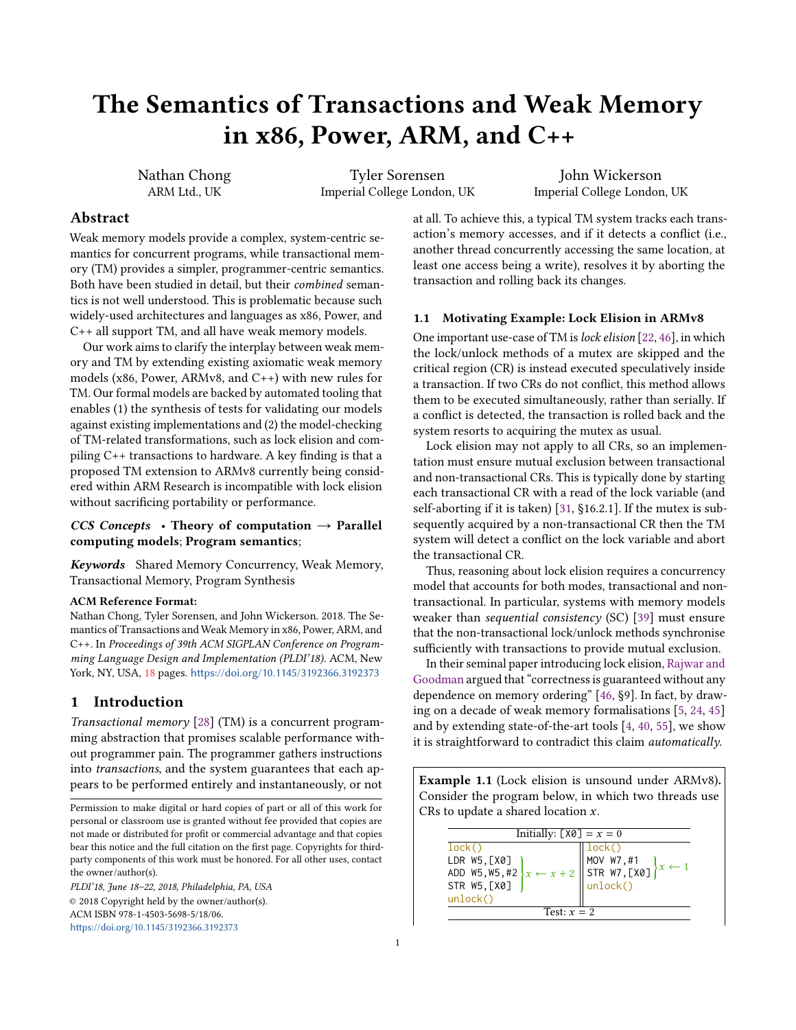# The Semantics of Transactions and Weak Memory in x86, Power, ARM, and C++

Nathan Chong
ARM Ltd., UK

Tyler Sorensen
Imperial College London, UK

John Wickerson
Imperial College London, UK

## Abstract

Weak memory models provide a complex, system-centric semantics for concurrent programs, while transactional memory (TM) provides a simpler, programmer-centric semantics. Both have been studied in detail, but their *combined* semantics is not well understood. This is problematic because such widely-used architectures and languages as x86, Power, and C++ all support TM, and all have weak memory models.

Our work aims to clarify the interplay between weak memory and TM by extending existing axiomatic weak memory models (x86, Power, ARMv8, and C++) with new rules for TM. Our formal models are backed by automated tooling that enables (1) the synthesis of tests for validating our models against existing implementations and (2) the model-checking of TM-related transformations, such as lock elision and compiling C++ transactions to hardware. A key finding is that a proposed TM extension to ARMv8 currently being considered within ARM Research is incompatible with lock elision without sacrificing portability or performance.

***CCS Concepts*** • **Theory of computation** → **Parallel computing models**; **Program semantics**;

***Keywords*** Shared Memory Concurrency, Weak Memory, Transactional Memory, Program Synthesis

**ACM Reference Format:**
Nathan Chong, Tyler Sorensen, and John Wickerson. 2018. The Semantics of Transactions and Weak Memory in x86, Power, ARM, and C++. In *Proceedings of 39th ACM SIGPLAN Conference on Programming Language Design and Implementation (PLDI'18)*. ACM, New York, NY, USA, 18 pages. https://doi.org/10.1145/3192366.3192373

## 1 Introduction

*Transactional memory* [28] (TM) is a concurrent programming abstraction that promises scalable performance without programmer pain. The programmer gathers instructions into *transactions*, and the system guarantees that each appears to be performed entirely and instantaneously, or not at all. To achieve this, a typical TM system tracks each transaction's memory accesses, and if it detects a conflict (i.e., another thread concurrently accessing the same location, at least one access being a write), resolves it by aborting the transaction and rolling back its changes.

### 1.1 Motivating Example: Lock Elision in ARMv8

One important use-case of TM is *lock elision* [22, 46], in which the lock/unlock methods of a mutex are skipped and the critical region (CR) is instead executed speculatively inside a transaction. If two CRs do not conflict, this method allows them to be executed simultaneously, rather than serially. If a conflict is detected, the transaction is rolled back and the system resorts to acquiring the mutex as usual.

Lock elision may not apply to all CRs, so an implementation must ensure mutual exclusion between transactional and non-transactional CRs. This is typically done by starting each transactional CR with a read of the lock variable (and self-aborting if it is taken) [31, §16.2.1]. If the mutex is subsequently acquired by a non-transactional CR then the TM system will detect a conflict on the lock variable and abort the transactional CR.

Thus, reasoning about lock elision requires a concurrency model that accounts for both modes, transactional and non-transactional. In particular, systems with memory models weaker than *sequential consistency* (SC) [39] must ensure that the non-transactional lock/unlock methods synchronise sufficiently with transactions to provide mutual exclusion.

In their seminal paper introducing lock elision, Rajwar and Goodman argued that "correctness is guaranteed without any dependence on memory ordering" [46, §9]. In fact, by drawing on a decade of weak memory formalisations [5, 24, 45] and by extending state-of-the-art tools [4, 40, 55], we show it is straightforward to contradict this claim *automatically*.

**Example 1.1** (Lock elision is unsound under ARMv8)**.** Consider the program below, in which two threads use CRs to update a shared location $x$.

| Initially: `[X0]` $= x = 0$ | |
|---|---|
| `lock()` | `lock()` |
| `LDR W5,[X0]` | `MOV W7,#1` } $x \leftarrow 1$ |
| `ADD W5,W5,#2` } $x \leftarrow x + 2$ | `STR W7,[X0]` |
| `STR W5,[X0]` | `unlock()` |
| `unlock()` | |
| Test: $x = 2$ | |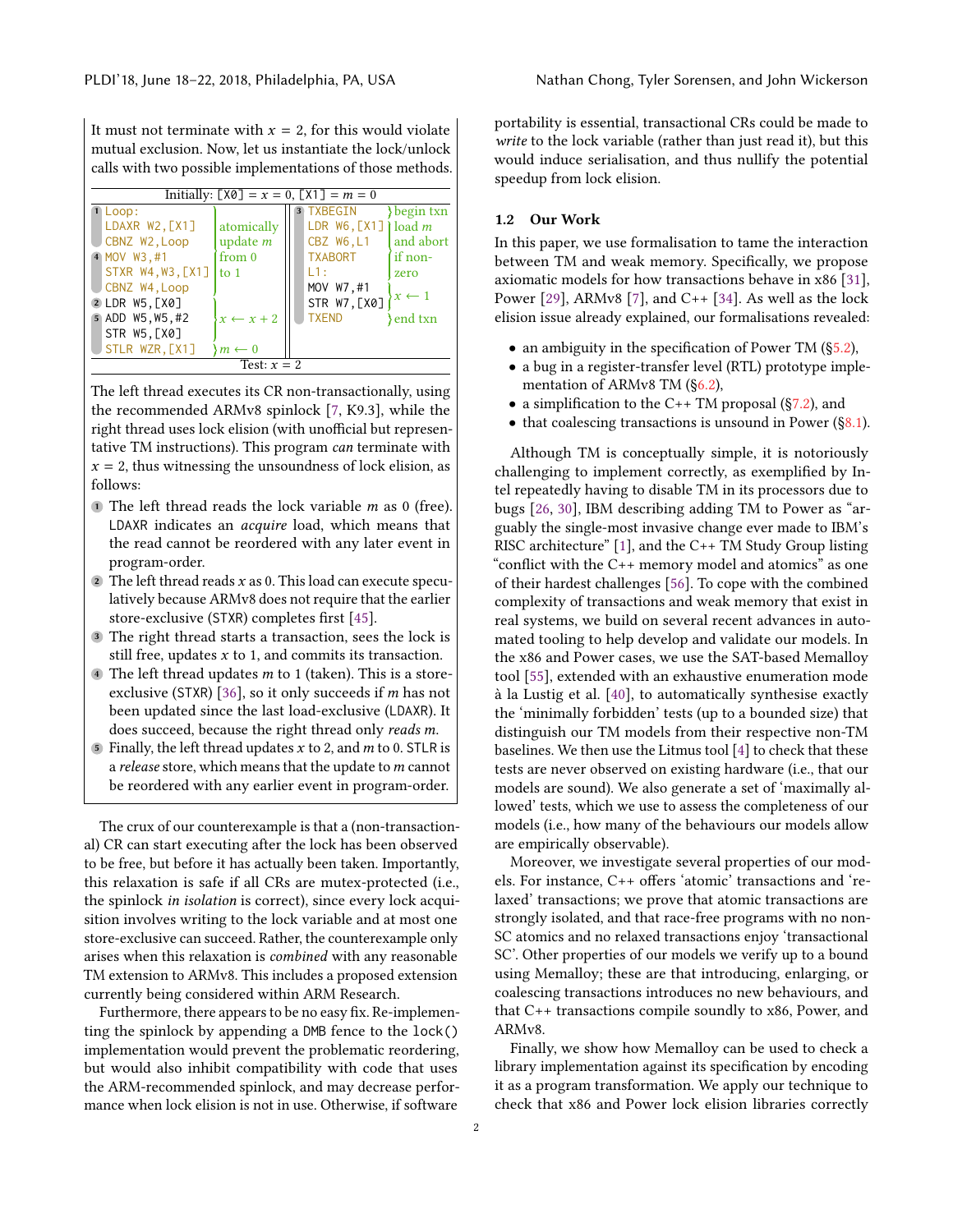It must not terminate with $x = 2$, for this would violate mutual exclusion. Now, let us instantiate the lock/unlock calls with two possible implementations of those methods.

Initially: [X0] = $x$ = 0, [X1] = $m$ = 0

```
(1) Loop:                                  (3) TXBEGIN          } begin txn
    LDAXR W2,[X1]     atomically               LDR W6,[X1]      } load m
    CBNZ W2,Loop      update m                 CBZ W6,L1        } and abort
(4) MOV W3,#1         from 0                   TXABORT          } if non-
    STXR W4,W3,[X1]   to 1                     L1:              } zero
    CBNZ W4,Loop                               MOV W7,#1        } x ← 1
(2) LDR W5,[X0]                                STR W7,[X0]
(5) ADD W5,W5,#2      } x ← x + 2              TXEND            } end txn
    STR W5,[X0]
    STLR WZR,[X1]     } m ← 0
```

Test: $x = 2$

The left thread executes its CR non-transactionally, using the recommended ARMv8 spinlock [7, K9.3], while the right thread uses lock elision (with unofficial but representative TM instructions). This program *can* terminate with $x = 2$, thus witnessing the unsoundness of lock elision, as follows:

1. The left thread reads the lock variable $m$ as 0 (free). LDAXR indicates an *acquire* load, which means that the read cannot be reordered with any later event in program-order.
2. The left thread reads $x$ as 0. This load can execute speculatively because ARMv8 does not require that the earlier store-exclusive (STXR) completes first [45].
3. The right thread starts a transaction, sees the lock is still free, updates $x$ to 1, and commits its transaction.
4. The left thread updates $m$ to 1 (taken). This is a store-exclusive (STXR) [36], so it only succeeds if $m$ has not been updated since the last load-exclusive (LDAXR). It does succeed, because the right thread only *reads* $m$.
5. Finally, the left thread updates $x$ to 2, and $m$ to 0. STLR is a *release* store, which means that the update to $m$ cannot be reordered with any earlier event in program-order.

The crux of our counterexample is that a (non-transactional) CR can start executing after the lock has been observed to be free, but before it has actually been taken. Importantly, this relaxation is safe if all CRs are mutex-protected (i.e., the spinlock *in isolation* is correct), since every lock acquisition involves writing to the lock variable and at most one store-exclusive can succeed. Rather, the counterexample only arises when this relaxation is *combined* with any reasonable TM extension to ARMv8. This includes a proposed extension currently being considered within ARM Research.

Furthermore, there appears to be no easy fix. Re-implementing the spinlock by appending a DMB fence to the lock() implementation would prevent the problematic reordering, but would also inhibit compatibility with code that uses the ARM-recommended spinlock, and may decrease performance when lock elision is not in use. Otherwise, if software portability is essential, transactional CRs could be made to *write* to the lock variable (rather than just read it), but this would induce serialisation, and thus nullify the potential speedup from lock elision.

## 1.2 Our Work

In this paper, we use formalisation to tame the interaction between TM and weak memory. Specifically, we propose axiomatic models for how transactions behave in x86 [31], Power [29], ARMv8 [7], and C++ [34]. As well as the lock elision issue already explained, our formalisations revealed:

- an ambiguity in the specification of Power TM (§5.2),
- a bug in a register-transfer level (RTL) prototype implementation of ARMv8 TM (§6.2),
- a simplification to the C++ TM proposal (§7.2), and
- that coalescing transactions is unsound in Power (§8.1).

Although TM is conceptually simple, it is notoriously challenging to implement correctly, as exemplified by Intel repeatedly having to disable TM in its processors due to bugs [26, 30], IBM describing adding TM to Power as "arguably the single-most invasive change ever made to IBM's RISC architecture" [1], and the C++ TM Study Group listing "conflict with the C++ memory model and atomics" as one of their hardest challenges [56]. To cope with the combined complexity of transactions and weak memory that exist in real systems, we build on several recent advances in automated tooling to help develop and validate our models. In the x86 and Power cases, we use the SAT-based Memalloy tool [55], extended with an exhaustive enumeration mode à la Lustig et al. [40], to automatically synthesise exactly the 'minimally forbidden' tests (up to a bounded size) that distinguish our TM models from their respective non-TM baselines. We then use the Litmus tool [4] to check that these tests are never observed on existing hardware (i.e., that our models are sound). We also generate a set of 'maximally allowed' tests, which we use to assess the completeness of our models (i.e., how many of the behaviours our models allow are empirically observable).

Moreover, we investigate several properties of our models. For instance, C++ offers 'atomic' transactions and 'relaxed' transactions; we prove that atomic transactions are strongly isolated, and that race-free programs with no non-SC atomics and no relaxed transactions enjoy 'transactional SC'. Other properties of our models we verify up to a bound using Memalloy; these are that introducing, enlarging, or coalescing transactions introduces no new behaviours, and that C++ transactions compile soundly to x86, Power, and ARMv8.

Finally, we show how Memalloy can be used to check a library implementation against its specification by encoding it as a program transformation. We apply our technique to check that x86 and Power lock elision libraries correctly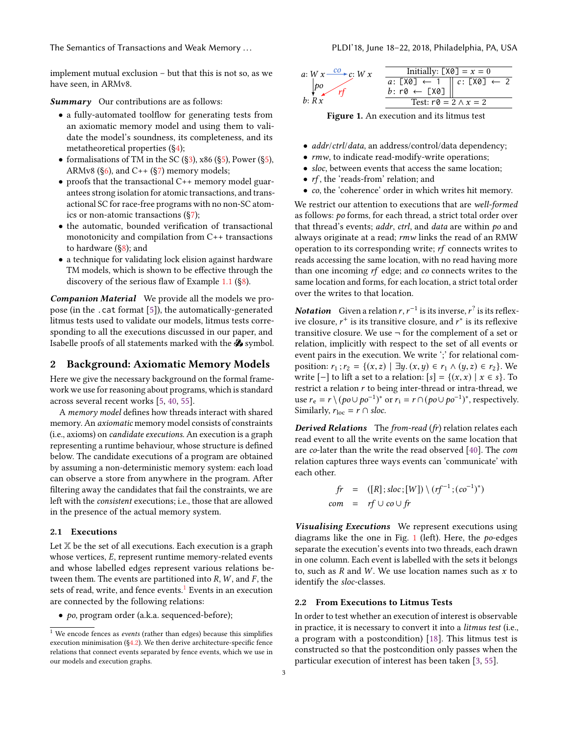implement mutual exclusion – but that this is not so, as we have seen, in ARMv8.

***Summary*** Our contributions are as follows:

- a fully-automated toolflow for generating tests from an axiomatic memory model and using them to validate the model's soundness, its completeness, and its metatheoretical properties (§4);
- formalisations of TM in the SC (§3), x86 (§5), Power (§5), ARMv8 (§6), and C++ (§7) memory models;
- proofs that the transactional C++ memory model guarantees strong isolation for atomic transactions, and transactional SC for race-free programs with no non-SC atomics or non-atomic transactions (§7);
- the automatic, bounded verification of transactional monotonicity and compilation from C++ transactions to hardware (§8); and
- a technique for validating lock elision against hardware TM models, which is shown to be effective through the discovery of the serious flaw of Example 1.1 (§8).

***Companion Material*** We provide all the models we propose (in the `.cat` format [5]), the automatically-generated litmus tests used to validate our models, litmus tests corresponding to all the executions discussed in our paper, and Isabelle proofs of all statements marked with the 🙞 symbol.

## 2 Background: Axiomatic Memory Models

Here we give the necessary background on the formal framework we use for reasoning about programs, which is standard across several recent works [5, 40, 55].

A *memory model* defines how threads interact with shared memory. An *axiomatic* memory model consists of constraints (i.e., axioms) on *candidate executions*. An execution is a graph representing a runtime behaviour, whose structure is defined below. The candidate executions of a program are obtained by assuming a non-deterministic memory system: each load can observe a store from anywhere in the program. After filtering away the candidates that fail the constraints, we are left with the *consistent* executions; i.e., those that are allowed in the presence of the actual memory system.

### 2.1 Executions

Let $\mathbb{X}$ be the set of all executions. Each execution is a graph whose vertices, $E$, represent runtime memory-related events and whose labelled edges represent various relations between them. The events are partitioned into $R$, $W$, and $F$, the sets of read, write, and fence events.[1] Events in an execution are connected by the following relations:

- *po*, program order (a.k.a. sequenced-before);

[1] We encode fences as *events* (rather than edges) because this simplifies execution minimisation (§4.2). We then derive architecture-specific fence relations that connect events separated by fence events, which we use in our models and execution graphs.

| Initially: `[X0] = x = 0` | |
|---|---|
| `a: [X0] ← 1`<br>`b: r0 ← [X0]` | `c: [X0] ← 2` |
| Test: `r0 = 2 ∧ x = 2` | |

**Figure 1.** An execution and its litmus test

- *addr*/*ctrl*/*data*, an address/control/data dependency;
- *rmw*, to indicate read-modify-write operations;
- *sloc*, between events that access the same location;
- *rf*, the 'reads-from' relation; and
- *co*, the 'coherence' order in which writes hit memory.

We restrict our attention to executions that are *well-formed* as follows: *po* forms, for each thread, a strict total order over that thread's events; *addr*, *ctrl*, and *data* are within *po* and always originate at a read; *rmw* links the read of an RMW operation to its corresponding write; *rf* connects writes to reads accessing the same location, with no read having more than one incoming *rf* edge; and *co* connects writes to the same location and forms, for each location, a strict total order over the writes to that location.

***Notation*** Given a relation $r$, $r^{-1}$ is its inverse, $r^?$ is its reflexive closure, $r^+$ is its transitive closure, and $r^*$ is its reflexive transitive closure. We use $\neg$ for the complement of a set or relation, implicitly with respect to the set of all events or event pairs in the execution. We write ';' for relational composition: $r_1 ; r_2 = \{(x,z) \mid \exists y.\, (x,y) \in r_1 \wedge (y,z) \in r_2\}$. We write $[-]$ to lift a set to a relation: $[s] = \{(x,x) \mid x \in s\}$. To restrict a relation $r$ to being inter-thread or intra-thread, we use $r_e = r \setminus (po \cup po^{-1})^*$ or $r_i = r \cap (po \cup po^{-1})^*$, respectively. Similarly, $r_{loc} = r \cap sloc$.

***Derived Relations*** The *from-read* (*fr*) relation relates each read event to all the write events on the same location that are *co*-later than the write the read observed [40]. The *com* relation captures three ways events can 'communicate' with each other.

$$
\begin{aligned}
fr &= ([R] ; sloc ; [W]) \setminus (rf^{-1} ; (co^{-1})^*) \\
com &= rf \cup co \cup fr
\end{aligned}
$$

***Visualising Executions*** We represent executions using diagrams like the one in Fig. 1 (left). Here, the *po*-edges separate the execution's events into two threads, each drawn in one column. Each event is labelled with the sets it belongs to, such as $R$ and $W$. We use location names such as $x$ to identify the *sloc*-classes.

### 2.2 From Executions to Litmus Tests

In order to test whether an execution of interest is observable in practice, it is necessary to convert it into a *litmus test* (i.e., a program with a postcondition) [18]. This litmus test is constructed so that the postcondition only passes when the particular execution of interest has been taken [3, 55].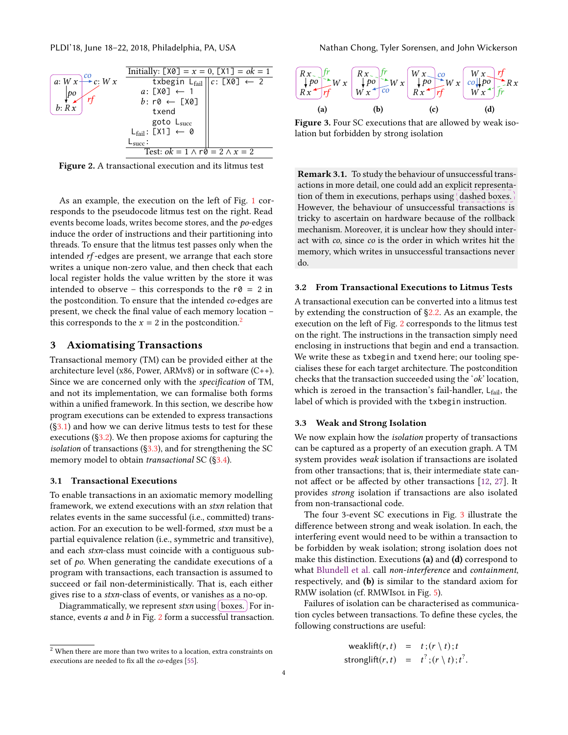| Initially: [X0] = $x$ = 0, [X1] = $ok$ = 1 | |
|---|---|
| txbegin $L_{fail}$ | $c$: [X0] ← 2 |
| $a$: [X0] ← 1 | |
| $b$: r0 ← [X0] | |
| txend | |
| goto $L_{succ}$ | |
| $L_{fail}$: [X1] ← 0 | |
| $L_{succ}$: | |
| Test: $ok = 1 \wedge$ r0 $= 2 \wedge x = 2$ | |

**Figure 2.** A transactional execution and its litmus test

As an example, the execution on the left of Fig. 1 corresponds to the pseudocode litmus test on the right. Read events become loads, writes become stores, and the *po*-edges induce the order of instructions and their partitioning into threads. To ensure that the litmus test passes only when the intended *rf*-edges are present, we arrange that each store writes a unique non-zero value, and then check that each local register holds the value written by the store it was intended to observe – this corresponds to the r0 = 2 in the postcondition. To ensure that the intended *co*-edges are present, we check the final value of each memory location – this corresponds to the $x = 2$ in the postcondition.[2]

## 3 Axiomatising Transactions

Transactional memory (TM) can be provided either at the architecture level (x86, Power, ARMv8) or in software (C++). Since we are concerned only with the *specification* of TM, and not its implementation, we can formalise both forms within a unified framework. In this section, we describe how program executions can be extended to express transactions (§3.1) and how we can derive litmus tests to test for these executions (§3.2). We then propose axioms for capturing the *isolation* of transactions (§3.3), and for strengthening the SC memory model to obtain *transactional* SC (§3.4).

### 3.1 Transactional Executions

To enable transactions in an axiomatic memory modelling framework, we extend executions with an *stxn* relation that relates events in the same successful (i.e., committed) transaction. For an execution to be well-formed, *stxn* must be a partial equivalence relation (i.e., symmetric and transitive), and each *stxn*-class must coincide with a contiguous subset of *po*. When generating the candidate executions of a program with transactions, each transaction is assumed to succeed or fail non-deterministically. That is, each either gives rise to a *stxn*-class of events, or vanishes as a no-op.

Diagrammatically, we represent *stxn* using boxes. For instance, events $a$ and $b$ in Fig. 2 form a successful transaction.

[2] When there are more than two writes to a location, extra constraints on executions are needed to fix all the *co*-edges [55].

**Figure 3.** Four SC executions that are allowed by weak isolation but forbidden by strong isolation

> **Remark 3.1.** To study the behaviour of unsuccessful transactions in more detail, one could add an explicit representation of them in executions, perhaps using dashed boxes. However, the behaviour of unsuccessful transactions is tricky to ascertain on hardware because of the rollback mechanism. Moreover, it is unclear how they should interact with *co*, since *co* is the order in which writes hit the memory, which writes in unsuccessful transactions never do.

### 3.2 From Transactional Executions to Litmus Tests

A transactional execution can be converted into a litmus test by extending the construction of §2.2. As an example, the execution on the left of Fig. 2 corresponds to the litmus test on the right. The instructions in the transaction simply need enclosing in instructions that begin and end a transaction. We write these as txbegin and txend here; our tooling specialises these for each target architecture. The postcondition checks that the transaction succeeded using the '*ok*' location, which is zeroed in the transaction's fail-handler, $L_{fail}$, the label of which is provided with the txbegin instruction.

### 3.3 Weak and Strong Isolation

We now explain how the *isolation* property of transactions can be captured as a property of an execution graph. A TM system provides *weak* isolation if transactions are isolated from other transactions; that is, their intermediate state cannot affect or be affected by other transactions [12, 27]. It provides *strong* isolation if transactions are also isolated from non-transactional code.

The four 3-event SC executions in Fig. 3 illustrate the difference between strong and weak isolation. In each, the interfering event would need to be within a transaction to be forbidden by weak isolation; strong isolation does not make this distinction. Executions **(a)** and **(d)** correspond to what Blundell et al. call *non-interference* and *containment*, respectively, and **(b)** is similar to the standard axiom for RMW isolation (cf. RMWIsol in Fig. 5).

Failures of isolation can be characterised as communication cycles between transactions. To define these cycles, the following constructions are useful:

$$\begin{aligned}\text{weaklift}(r,t) &= t\,;(r \setminus t)\,;t \\ \text{stronglift}(r,t) &= t^?\,;(r \setminus t)\,;t^?.\end{aligned}$$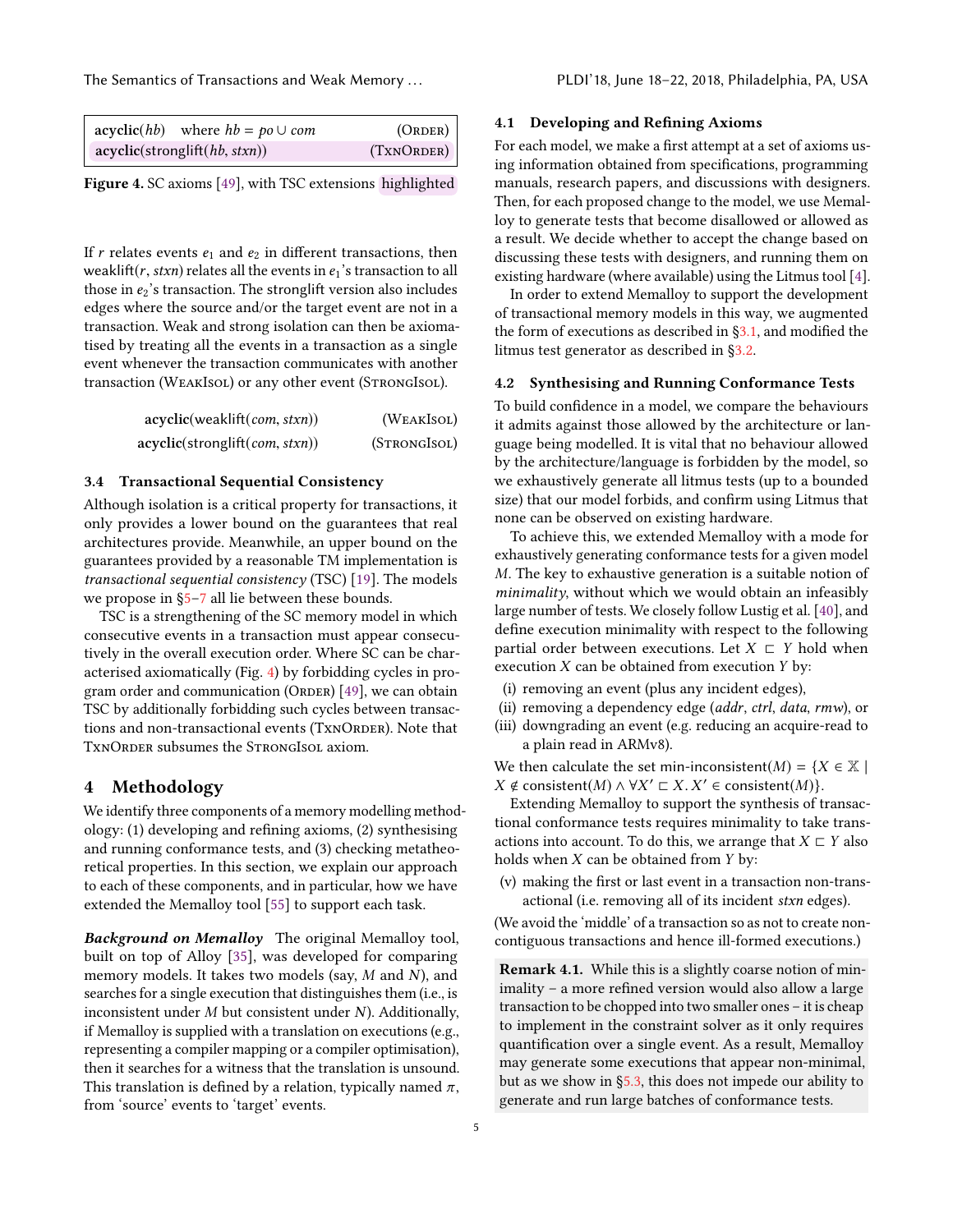| | |
|---|---|
| **acyclic**($hb$) where $hb = po \cup com$ | (Order) |
| **acyclic**(stronglift($hb$, $stxn$)) | (TxnOrder) |

**Figure 4.** SC axioms [49], with TSC extensions highlighted

If $r$ relates events $e_1$ and $e_2$ in different transactions, then weaklift($r$, $stxn$) relates all the events in $e_1$'s transaction to all those in $e_2$'s transaction. The stronglift version also includes edges where the source and/or the target event are not in a transaction. Weak and strong isolation can then be axiomatised by treating all the events in a transaction as a single event whenever the transaction communicates with another transaction (WeakIsol) or any other event (StrongIsol).

$$\textbf{acyclic}(\text{weaklift}(com, stxn)) \qquad (\text{WeakIsol})$$

$$\textbf{acyclic}(\text{stronglift}(com, stxn)) \qquad (\text{StrongIsol})$$

### 3.4 Transactional Sequential Consistency

Although isolation is a critical property for transactions, it only provides a lower bound on the guarantees that real architectures provide. Meanwhile, an upper bound on the guarantees provided by a reasonable TM implementation is *transactional sequential consistency* (TSC) [19]. The models we propose in §5–7 all lie between these bounds.

TSC is a strengthening of the SC memory model in which consecutive events in a transaction must appear consecutively in the overall execution order. Where SC can be characterised axiomatically (Fig. 4) by forbidding cycles in program order and communication (Order) [49], we can obtain TSC by additionally forbidding such cycles between transactions and non-transactional events (TxnOrder). Note that TxnOrder subsumes the StrongIsol axiom.

## 4 Methodology

We identify three components of a memory modelling methodology: (1) developing and refining axioms, (2) synthesising and running conformance tests, and (3) checking metatheoretical properties. In this section, we explain our approach to each of these components, and in particular, how we have extended the Memalloy tool [55] to support each task.

***Background on Memalloy*** The original Memalloy tool, built on top of Alloy [35], was developed for comparing memory models. It takes two models (say, $M$ and $N$), and searches for a single execution that distinguishes them (i.e., is inconsistent under $M$ but consistent under $N$). Additionally, if Memalloy is supplied with a translation on executions (e.g., representing a compiler mapping or a compiler optimisation), then it searches for a witness that the translation is unsound. This translation is defined by a relation, typically named $\pi$, from 'source' events to 'target' events.

### 4.1 Developing and Refining Axioms

For each model, we make a first attempt at a set of axioms using information obtained from specifications, programming manuals, research papers, and discussions with designers. Then, for each proposed change to the model, we use Memalloy to generate tests that become disallowed or allowed as a result. We decide whether to accept the change based on discussing these tests with designers, and running them on existing hardware (where available) using the Litmus tool [4].

In order to extend Memalloy to support the development of transactional memory models in this way, we augmented the form of executions as described in §3.1, and modified the litmus test generator as described in §3.2.

### 4.2 Synthesising and Running Conformance Tests

To build confidence in a model, we compare the behaviours it admits against those allowed by the architecture or language being modelled. It is vital that no behaviour allowed by the architecture/language is forbidden by the model, so we exhaustively generate all litmus tests (up to a bounded size) that our model forbids, and confirm using Litmus that none can be observed on existing hardware.

To achieve this, we extended Memalloy with a mode for exhaustively generating conformance tests for a given model $M$. The key to exhaustive generation is a suitable notion of *minimality*, without which we would obtain an infeasibly large number of tests. We closely follow Lustig et al. [40], and define execution minimality with respect to the following partial order between executions. Let $X \sqsubset Y$ hold when execution $X$ can be obtained from execution $Y$ by:

(i) removing an event (plus any incident edges),
(ii) removing a dependency edge ($addr$, $ctrl$, $data$, $rmw$), or
(iii) downgrading an event (e.g. reducing an acquire-read to a plain read in ARMv8).

We then calculate the set min-inconsistent$(M) = \{X \in \mathbb{X} \mid X \notin \text{consistent}(M) \land \forall X' \sqsubset X.\, X' \in \text{consistent}(M)\}$.

Extending Memalloy to support the synthesis of transactional conformance tests requires minimality to take transactions into account. To do this, we arrange that $X \sqsubset Y$ also holds when $X$ can be obtained from $Y$ by:

(v) making the first or last event in a transaction non-transactional (i.e. removing all of its incident $stxn$ edges).

(We avoid the 'middle' of a transaction so as not to create non-contiguous transactions and hence ill-formed executions.)

**Remark 4.1.** While this is a slightly coarse notion of minimality – a more refined version would also allow a large transaction to be chopped into two smaller ones – it is cheap to implement in the constraint solver as it only requires quantification over a single event. As a result, Memalloy may generate some executions that appear non-minimal, but as we show in §5.3, this does not impede our ability to generate and run large batches of conformance tests.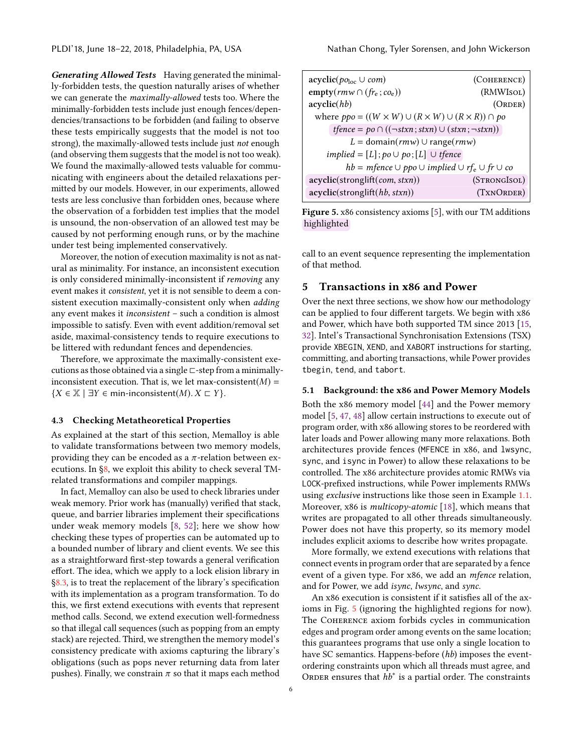***Generating Allowed Tests*** Having generated the minimally-forbidden tests, the question naturally arises of whether we can generate the *maximally-allowed* tests too. Where the minimally-forbidden tests include just enough fences/dependencies/transactions to be forbidden (and failing to observe these tests empirically suggests that the model is not too strong), the maximally-allowed tests include just *not* enough (and observing them suggests that the model is not too weak). We found the maximally-allowed tests valuable for communicating with engineers about the detailed relaxations permitted by our models. However, in our experiments, allowed tests are less conclusive than forbidden ones, because where the observation of a forbidden test implies that the model is unsound, the non-observation of an allowed test may be caused by not performing enough runs, or by the machine under test being implemented conservatively.

Moreover, the notion of execution maximality is not as natural as minimality. For instance, an inconsistent execution is only considered minimally-inconsistent if *removing* any event makes it *consistent*, yet it is not sensible to deem a consistent execution maximally-consistent only when *adding* any event makes it *inconsistent* – such a condition is almost impossible to satisfy. Even with event addition/removal set aside, maximal-consistency tends to require executions to be littered with redundant fences and dependencies.

Therefore, we approximate the maximally-consistent executions as those obtained via a single $\sqsubset$-step from a minimally-inconsistent execution. That is, we let $\mathsf{max\text{-}consistent}(M) = \{X \in \mathbb{X} \mid \exists Y \in \mathsf{min\text{-}inconsistent}(M).\, X \sqsubset Y\}$.

### 4.3 Checking Metatheoretical Properties

As explained at the start of this section, Memalloy is able to validate transformations between two memory models, providing they can be encoded as a $\pi$-relation between executions. In §8, we exploit this ability to check several TM-related transformations and compiler mappings.

In fact, Memalloy can also be used to check libraries under weak memory. Prior work has (manually) verified that stack, queue, and barrier libraries implement their specifications under weak memory models [8, 52]; here we show how checking these types of properties can be automated up to a bounded number of library and client events. We see this as a straightforward first-step towards a general verification effort. The idea, which we apply to a lock elision library in §8.3, is to treat the replacement of the library's specification with its implementation as a program transformation. To do this, we first extend executions with events that represent method calls. Second, we extend execution well-formedness so that illegal call sequences (such as popping from an empty stack) are rejected. Third, we strengthen the memory model's consistency predicate with axioms capturing the library's obligations (such as pops never returning data from later pushes). Finally, we constrain $\pi$ so that it maps each method call to an event sequence representing the implementation of that method.

$$
\begin{array}{lr}
\mathbf{acyclic}(po_{\mathrm{loc}} \cup com) & (\textsc{Coherence}) \\
\mathbf{empty}(rmw \cap (fr_{\mathrm{e}}\,;co_{\mathrm{e}})) & (\textsc{RMWIsol}) \\
\mathbf{acyclic}(hb) & (\textsc{Order}) \\
\quad \text{where } ppo = ((W \times W) \cup (R \times W) \cup (R \times R)) \cap po & \\
\quad\quad tfence = po \cap ((\neg stxn\,; stxn) \cup (stxn\,;\neg stxn)) & \\
\quad\quad L = \mathsf{domain}(rmw) \cup \mathsf{range}(rmw) & \\
\quad\quad implied = [L]\,; po \cup po\,;[L] \cup tfence & \\
\quad\quad hb = mfence \cup ppo \cup implied \cup rf_{\mathrm{e}} \cup fr \cup co & \\
\mathbf{acyclic}(\mathsf{stronglift}(com, stxn)) & (\textsc{StrongIsol}) \\
\mathbf{acyclic}(\mathsf{stronglift}(hb, stxn)) & (\textsc{TxnOrder})
\end{array}
$$

**Figure 5.** x86 consistency axioms [5], with our TM additions highlighted

## 5 Transactions in x86 and Power

Over the next three sections, we show how our methodology can be applied to four different targets. We begin with x86 and Power, which have both supported TM since 2013 [15, 32]. Intel's Transactional Synchronisation Extensions (TSX) provide `XBEGIN`, `XEND`, and `XABORT` instructions for starting, committing, and aborting transactions, while Power provides `tbegin`, `tend`, and `tabort`.

### 5.1 Background: the x86 and Power Memory Models

Both the x86 memory model [44] and the Power memory model [5, 47, 48] allow certain instructions to execute out of program order, with x86 allowing stores to be reordered with later loads and Power allowing many more relaxations. Both architectures provide fences (`MFENCE` in x86, and `lwsync`, `sync`, and `isync` in Power) to allow these relaxations to be controlled. The x86 architecture provides atomic RMWs via `LOCK`-prefixed instructions, while Power implements RMWs using *exclusive* instructions like those seen in Example 1.1. Moreover, x86 is *multicopy-atomic* [18], which means that writes are propagated to all other threads simultaneously. Power does not have this property, so its memory model includes explicit axioms to describe how writes propagate.

More formally, we extend executions with relations that connect events in program order that are separated by a fence event of a given type. For x86, we add an *mfence* relation, and for Power, we add *isync*, *lwsync*, and *sync*.

An x86 execution is consistent if it satisfies all of the axioms in Fig. 5 (ignoring the highlighted regions for now). The Coherence axiom forbids cycles in communication edges and program order among events on the same location; this guarantees programs that use only a single location to have SC semantics. Happens-before ($hb$) imposes the event-ordering constraints upon which all threads must agree, and Order ensures that $hb^*$ is a partial order. The constraints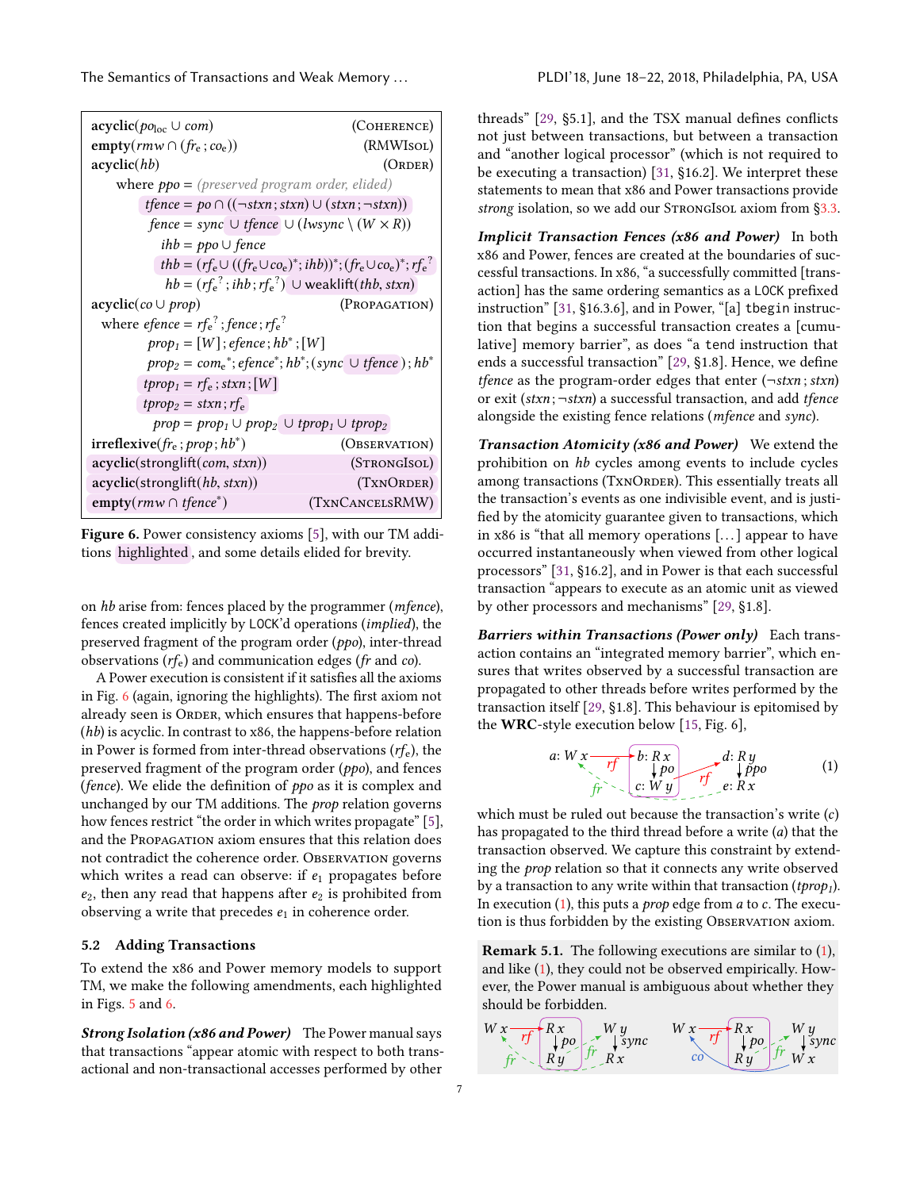$$
\begin{array}{lr}
\textbf{acyclic}(po_{\text{loc}} \cup com) & \text{(Coherence)} \\
\textbf{empty}(rmw \cap (fr_e \,;\, co_e)) & \text{(RMWIsol)} \\
\textbf{acyclic}(hb) & \text{(Order)} \\
\quad \text{where } ppo = \text{(preserved program order, elided)} & \\
\quad\quad tfence = po \cap ((\neg stxn \,;\, stxn) \cup (stxn \,;\, \neg stxn)) & \\
\quad\quad fence = sync \cup tfence \cup (lwsync \setminus (W \times R)) & \\
\quad\quad ihb = ppo \cup fence & \\
\quad\quad thb = (rf_e \cup ((fr_e \cup co_e)^* ; ihb))^* ; (fr_e \cup co_e)^* ; rf_e{}^? & \\
\quad\quad hb = (rf_e{}^? \,;\, ihb \,;\, rf_e{}^?) \cup \text{weaklift}(thb, stxn) & \\
\textbf{acyclic}(co \cup prop) & \text{(Propagation)} \\
\quad \text{where } efence = rf_e{}^? \,;\, fence \,;\, rf_e{}^? & \\
\quad\quad prop_1 = [W] \,;\, efence \,;\, hb^* \,;\, [W] & \\
\quad\quad prop_2 = com_e{}^* ; efence^* ; hb^* ; (sync \cup tfence) \,;\, hb^* & \\
\quad\quad tprop_1 = rf_e \,;\, stxn \,;\, [W] & \\
\quad\quad tprop_2 = stxn \,;\, rf_e & \\
\quad\quad prop = prop_1 \cup prop_2 \cup tprop_1 \cup tprop_2 & \\
\textbf{irreflexive}(fr_e \,;\, prop \,;\, hb^*) & \text{(Observation)} \\
\textbf{acyclic}(\text{stronglift}(com, stxn)) & \text{(StrongIsol)} \\
\textbf{acyclic}(\text{stronglift}(hb, stxn)) & \text{(TxnOrder)} \\
\textbf{empty}(rmw \cap tfence^*) & \text{(TxnCancelsRMW)}
\end{array}
$$

**Figure 6.** Power consistency axioms [5], with our TM additions highlighted, and some details elided for brevity.

on *hb* arise from: fences placed by the programmer (*mfence*), fences created implicitly by LOCK'd operations (*implied*), the preserved fragment of the program order (*ppo*), inter-thread observations ($rf_e$) and communication edges (*fr* and *co*).

A Power execution is consistent if it satisfies all the axioms in Fig. 6 (again, ignoring the highlights). The first axiom not already seen is Order, which ensures that happens-before (*hb*) is acyclic. In contrast to x86, the happens-before relation in Power is formed from inter-thread observations ($rf_e$), the preserved fragment of the program order (*ppo*), and fences (*fence*). We elide the definition of *ppo* as it is complex and unchanged by our TM additions. The *prop* relation governs how fences restrict "the order in which writes propagate" [5], and the Propagation axiom ensures that this relation does not contradict the coherence order. Observation governs which writes a read can observe: if $e_1$ propagates before $e_2$, then any read that happens after $e_2$ is prohibited from observing a write that precedes $e_1$ in coherence order.

### 5.2 Adding Transactions

To extend the x86 and Power memory models to support TM, we make the following amendments, each highlighted in Figs. 5 and 6.

***Strong Isolation (x86 and Power)*** The Power manual says that transactions "appear atomic with respect to both transactional and non-transactional accesses performed by other threads" [29, §5.1], and the TSX manual defines conflicts not just between transactions, but between a transaction and "another logical processor" (which is not required to be executing a transaction) [31, §16.2]. We interpret these statements to mean that x86 and Power transactions provide *strong* isolation, so we add our StrongIsol axiom from §3.3.

***Implicit Transaction Fences (x86 and Power)*** In both x86 and Power, fences are created at the boundaries of successful transactions. In x86, "a successfully committed [transaction] has the same ordering semantics as a LOCK prefixed instruction" [31, §16.3.6], and in Power, "[a] tbegin instruction that begins a successful transaction creates a [cumulative] memory barrier", as does "a tend instruction that ends a successful transaction" [29, §1.8]. Hence, we define *tfence* as the program-order edges that enter ($\neg stxn \,;\, stxn$) or exit ($stxn \,;\, \neg stxn$) a successful transaction, and add *tfence* alongside the existing fence relations (*mfence* and *sync*).

***Transaction Atomicity (x86 and Power)*** We extend the prohibition on *hb* cycles among events to include cycles among transactions (TxnOrder). This essentially treats all the transaction's events as one indivisible event, and is justified by the atomicity guarantee given to transactions, which in x86 is "that all memory operations [...] appear to have occurred instantaneously when viewed from other logical processors" [31, §16.2], and in Power is that each successful transaction "appears to execute as an atomic unit as viewed by other processors and mechanisms" [29, §1.8].

***Barriers within Transactions (Power only)*** Each transaction contains an "integrated memory barrier", which ensures that writes observed by a successful transaction are propagated to other threads before writes performed by the transaction itself [29, §1.8]. This behaviour is epitomised by the **WRC**-style execution below [15, Fig. 6],

$$a{:}\ W\,x \xrightarrow{rf} [\,b{:}\ R\,x \xrightarrow{po} c{:}\ W\,y\,] \xrightarrow{rf} d{:}\ R\,y \xrightarrow{ppo} e{:}\ R\,x, \quad e \xrightarrow{fr} a \tag{1}$$

which must be ruled out because the transaction's write ($c$) has propagated to the third thread before a write ($a$) that the transaction observed. We capture this constraint by extending the *prop* relation so that it connects any write observed by a transaction to any write within that transaction ($tprop_1$). In execution (1), this puts a *prop* edge from $a$ to $c$. The execution is thus forbidden by the existing Observation axiom.

**Remark 5.1.** The following executions are similar to (1), and like (1), they could not be observed empirically. However, the Power manual is ambiguous about whether they should be forbidden.

$$W\,x \xrightarrow{rf} [\,R\,x \xrightarrow{po} R\,y\,],\ R\,y \xrightarrow{fr} W\,y \xrightarrow{sync} R\,x,\ R\,x \xrightarrow{fr} W\,x \qquad\qquad W\,x \xrightarrow{rf} [\,R\,x \xrightarrow{po} R\,y\,],\ R\,y \xrightarrow{fr} W\,y \xrightarrow{sync} W\,x,\ W\,x \xrightarrow{co} W\,x$$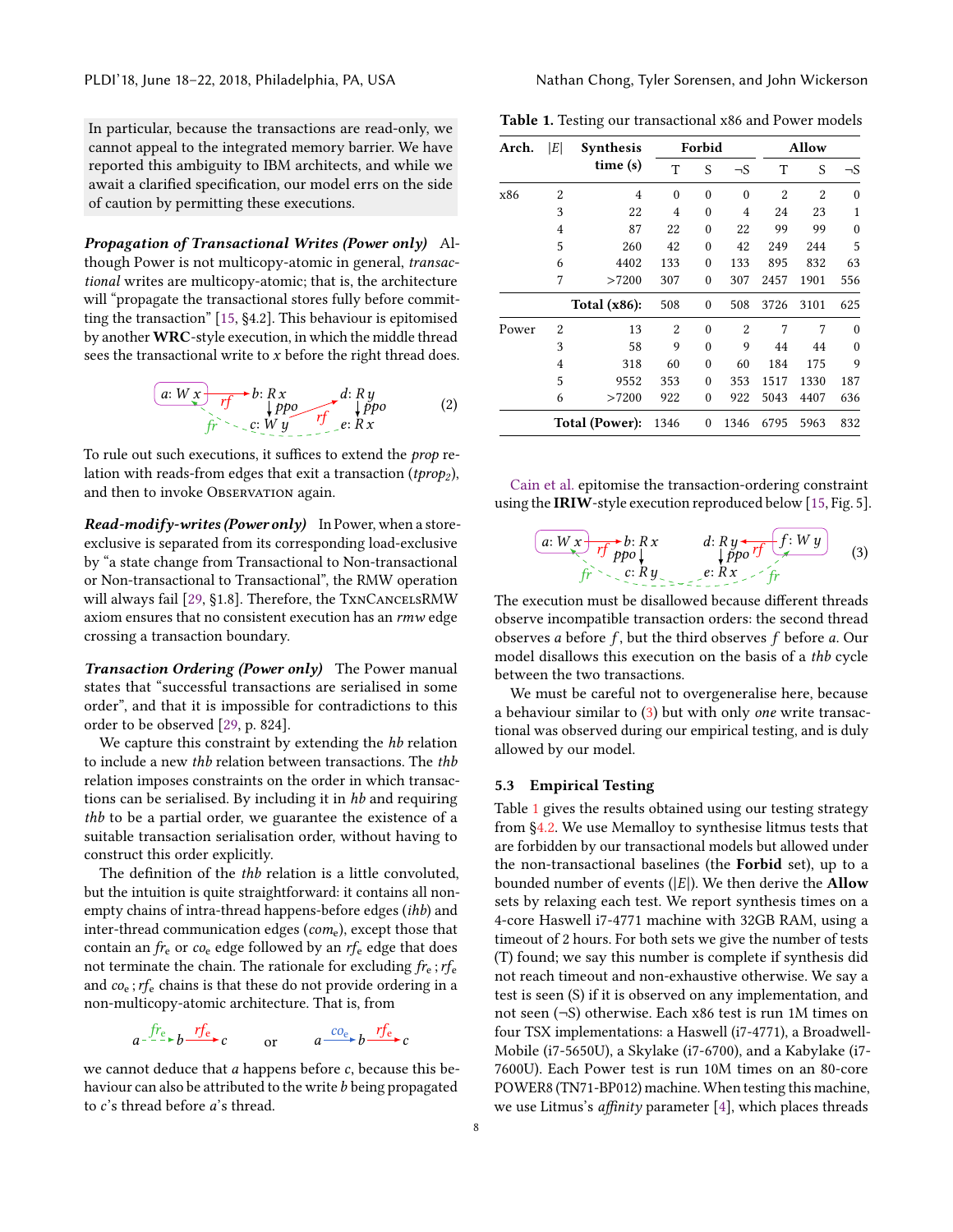In particular, because the transactions are read-only, we cannot appeal to the integrated memory barrier. We have reported this ambiguity to IBM architects, and while we await a clarified specification, our model errs on the side of caution by permitting these executions.

***Propagation of Transactional Writes (Power only)*** Although Power is not multicopy-atomic in general, *transactional* writes are multicopy-atomic; that is, the architecture will "propagate the transactional stores fully before committing the transaction" [15, §4.2]. This behaviour is epitomised by another **WRC**-style execution, in which the middle thread sees the transactional write to $x$ before the right thread does.

$$a\colon W\,x \xrightarrow{rf} b\colon R\,x \xrightarrow{ppo} c\colon W\,y \xrightarrow{rf} d\colon R\,y \xrightarrow{ppo} e\colon R\,x \xrightarrow{fr} a \tag{2}$$

To rule out such executions, it suffices to extend the *prop* relation with reads-from edges that exit a transaction ($tprop_2$), and then to invoke Observation again.

***Read-modify-writes (Power only)*** In Power, when a store-exclusive is separated from its corresponding load-exclusive by "a state change from Transactional to Non-transactional or Non-transactional to Transactional", the RMW operation will always fail [29, §1.8]. Therefore, the TxnCancelsRMW axiom ensures that no consistent execution has an *rmw* edge crossing a transaction boundary.

***Transaction Ordering (Power only)*** The Power manual states that "successful transactions are serialised in some order", and that it is impossible for contradictions to this order to be observed [29, p. 824].

We capture this constraint by extending the *hb* relation to include a new *thb* relation between transactions. The *thb* relation imposes constraints on the order in which transactions can be serialised. By including it in *hb* and requiring *thb* to be a partial order, we guarantee the existence of a suitable transaction serialisation order, without having to construct this order explicitly.

The definition of the *thb* relation is a little convoluted, but the intuition is quite straightforward: it contains all non-empty chains of intra-thread happens-before edges (*ihb*) and inter-thread communication edges ($com_e$), except those that contain an $fr_e$ or $co_e$ edge followed by an $rf_e$ edge that does not terminate the chain. The rationale for excluding $fr_e\,;rf_e$ and $co_e\,;rf_e$ chains is that these do not provide ordering in a non-multicopy-atomic architecture. That is, from

$$a \xrightarrow{fr_e} b \xrightarrow{rf_e} c \qquad \text{or} \qquad a \xrightarrow{co_e} b \xrightarrow{rf_e} c$$

we cannot deduce that $a$ happens before $c$, because this behaviour can also be attributed to the write $b$ being propagated to $c$'s thread before $a$'s thread.

Cain et al. epitomise the transaction-ordering constraint using the **IRIW**-style execution reproduced below [15, Fig. 5].

$$a\colon W\,x \xrightarrow{rf} b\colon R\,x \xrightarrow{ppo} c\colon R\,y \xrightarrow{fr} f\colon W\,y \xrightarrow{rf} d\colon R\,y \xrightarrow{ppo} e\colon R\,x \xrightarrow{fr} a \tag{3}$$

The execution must be disallowed because different threads observe incompatible transaction orders: the second thread observes $a$ before $f$, but the third observes $f$ before $a$. Our model disallows this execution on the basis of a *thb* cycle between the two transactions.

We must be careful not to overgeneralise here, because a behaviour similar to (3) but with only *one* write transactional was observed during our empirical testing, and is duly allowed by our model.

### 5.3 Empirical Testing

Table 1 gives the results obtained using our testing strategy from §4.2. We use Memalloy to synthesise litmus tests that are forbidden by our transactional models but allowed under the non-transactional baselines (the **Forbid** set), up to a bounded number of events ($|E|$). We then derive the **Allow** sets by relaxing each test. We report synthesis times on a 4-core Haswell i7-4771 machine with 32GB RAM, using a timeout of 2 hours. For both sets we give the number of tests (T) found; we say this number is complete if synthesis did not reach timeout and non-exhaustive otherwise. We say a test is seen (S) if it is observed on any implementation, and not seen (¬S) otherwise. Each x86 test is run 1M times on four TSX implementations: a Haswell (i7-4771), a Broadwell-Mobile (i7-5650U), a Skylake (i7-6700), and a Kabylake (i7-7600U). Each Power test is run 10M times on an 80-core POWER8 (TN71-BP012) machine. When testing this machine, we use Litmus's *affinity* parameter [4], which places threads

**Table 1.** Testing our transactional x86 and Power models

| Arch. | $\lvert E\rvert$ | Synthesis time (s) | Forbid | | | Allow | | |
|---|---|---|---|---|---|---|---|---|
| | | | T | S | ¬S | T | S | ¬S |
| x86 | 2 | 4 | 0 | 0 | 0 | 2 | 2 | 0 |
| | 3 | 22 | 4 | 0 | 4 | 24 | 23 | 1 |
| | 4 | 87 | 22 | 0 | 22 | 99 | 99 | 0 |
| | 5 | 260 | 42 | 0 | 42 | 249 | 244 | 5 |
| | 6 | 4402 | 133 | 0 | 133 | 895 | 832 | 63 |
| | 7 | >7200 | 307 | 0 | 307 | 2457 | 1901 | 556 |
| | | **Total (x86):** | 508 | 0 | 508 | 3726 | 3101 | 625 |
| Power | 2 | 13 | 2 | 0 | 2 | 7 | 7 | 0 |
| | 3 | 58 | 9 | 0 | 9 | 44 | 44 | 0 |
| | 4 | 318 | 60 | 0 | 60 | 184 | 175 | 9 |
| | 5 | 9552 | 353 | 0 | 353 | 1517 | 1330 | 187 |
| | 6 | >7200 | 922 | 0 | 922 | 5043 | 4407 | 636 |
| | | **Total (Power):** | 1346 | 0 | 1346 | 6795 | 5963 | 832 |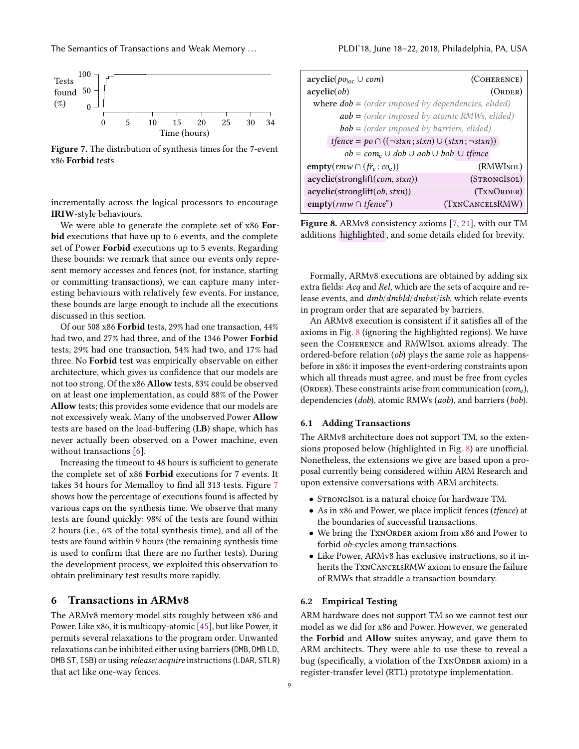Figure 7. The distribution of synthesis times for the 7-event x86 **Forbid** tests

incrementally across the logical processors to encourage **IRIW**-style behaviours.

We were able to generate the complete set of x86 **Forbid** executions that have up to 6 events, and the complete set of Power **Forbid** executions up to 5 events. Regarding these bounds: we remark that since our events only represent memory accesses and fences (not, for instance, starting or committing transactions), we can capture many interesting behaviours with relatively few events. For instance, these bounds are large enough to include all the executions discussed in this section.

Of our 508 x86 **Forbid** tests, 29% had one transaction, 44% had two, and 27% had three, and of the 1346 Power **Forbid** tests, 29% had one transaction, 54% had two, and 17% had three. No **Forbid** test was empirically observable on either architecture, which gives us confidence that our models are not too strong. Of the x86 **Allow** tests, 83% could be observed on at least one implementation, as could 88% of the Power **Allow** tests; this provides some evidence that our models are not excessively weak. Many of the unobserved Power **Allow** tests are based on the load-buffering (**LB**) shape, which has never actually been observed on a Power machine, even without transactions [6].

Increasing the timeout to 48 hours is sufficient to generate the complete set of x86 **Forbid** executions for 7 events. It takes 34 hours for Memalloy to find all 313 tests. Figure 7 shows how the percentage of executions found is affected by various caps on the synthesis time. We observe that many tests are found quickly: 98% of the tests are found within 2 hours (i.e., 6% of the total synthesis time), and all of the tests are found within 9 hours (the remaining synthesis time is used to confirm that there are no further tests). During the development process, we exploited this observation to obtain preliminary test results more rapidly.

## 6 Transactions in ARMv8

The ARMv8 memory model sits roughly between x86 and Power. Like x86, it is multicopy-atomic [45], but like Power, it permits several relaxations to the program order. Unwanted relaxations can be inhibited either using barriers (DMB, DMB LD, DMB ST, ISB) or using *release*/*acquire* instructions (LDAR, STLR) that act like one-way fences.

| | |
|---|---|
| **acyclic**$(po_{\mathrm{loc}} \cup com)$ | (Coherence) |
| **acyclic**$(ob)$ | (Order) |
| where $dob$ = *(order imposed by dependencies, elided)* | |
| $aob$ = *(order imposed by atomic RMWs, elided)* | |
| $bob$ = *(order imposed by barriers, elided)* | |
| $tfence = po \cap ((\neg stxn\,;stxn) \cup (stxn\,;\neg stxn))$ | |
| $ob = com_{\mathrm{e}} \cup dob \cup aob \cup bob \cup tfence$ | |
| **empty**$(rmw \cap (fr_{\mathrm{e}}\,;co_{\mathrm{e}}))$ | (RMWIsol) |
| **acyclic**(stronglift$(com, stxn)$) | (StrongIsol) |
| **acyclic**(stronglift$(ob, stxn)$) | (TxnOrder) |
| **empty**$(rmw \cap tfence^{*})$ | (TxnCancelsRMW) |

Figure 8. ARMv8 consistency axioms [7, 21], with our TM additions highlighted, and some details elided for brevity.

Formally, ARMv8 executions are obtained by adding six extra fields: *Acq* and *Rel*, which are the sets of acquire and release events, and *dmb*/*dmbld*/*dmbst*/*isb*, which relate events in program order that are separated by barriers.

An ARMv8 execution is consistent if it satisfies all of the axioms in Fig. 8 (ignoring the highlighted regions). We have seen the Coherence and RMWIsol axioms already. The ordered-before relation ($ob$) plays the same role as happens-before in x86: it imposes the event-ordering constraints upon which all threads must agree, and must be free from cycles (Order). These constraints arise from communication ($com_{\mathrm{e}}$), dependencies ($dob$), atomic RMWs ($aob$), and barriers ($bob$).

### 6.1 Adding Transactions

The ARMv8 architecture does not support TM, so the extensions proposed below (highlighted in Fig. 8) are unofficial. Nonetheless, the extensions we give are based upon a proposal currently being considered within ARM Research and upon extensive conversations with ARM architects.

- StrongIsol is a natural choice for hardware TM.
- As in x86 and Power, we place implicit fences ($tfence$) at the boundaries of successful transactions.
- We bring the TxnOrder axiom from x86 and Power to forbid $ob$-cycles among transactions.
- Like Power, ARMv8 has exclusive instructions, so it inherits the TxnCancelsRMW axiom to ensure the failure of RMWs that straddle a transaction boundary.

### 6.2 Empirical Testing

ARM hardware does not support TM so we cannot test our model as we did for x86 and Power. However, we generated the **Forbid** and **Allow** suites anyway, and gave them to ARM architects. They were able to use these to reveal a bug (specifically, a violation of the TxnOrder axiom) in a register-transfer level (RTL) prototype implementation.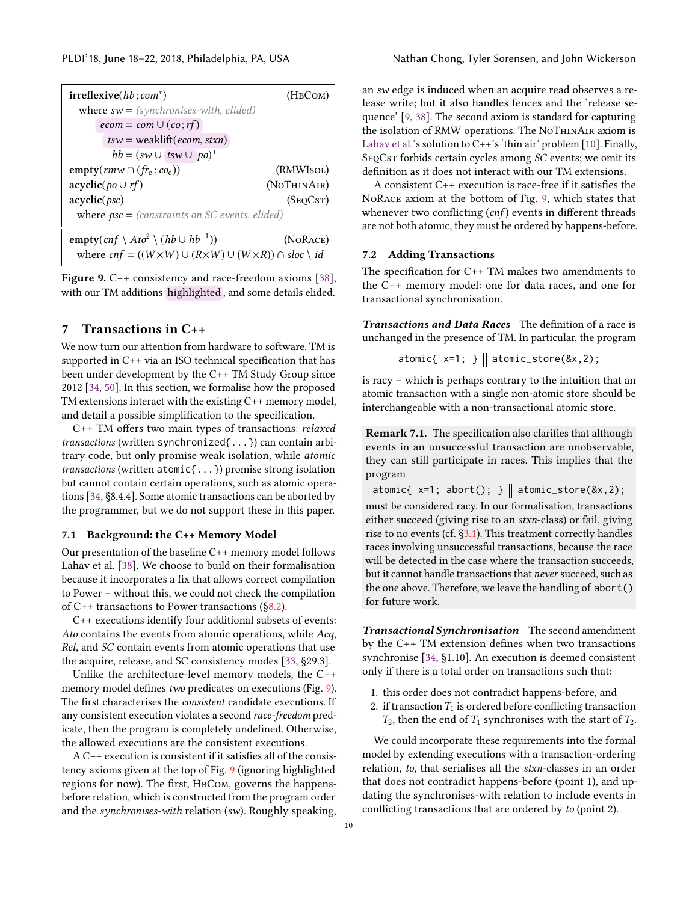| | |
|---|---|
| **irreflexive**$(hb\,;com^*)$ | (HbCom) |
| where $sw$ = *(synchronises-with, elided)* | |
| $ecom = com \cup (co\,;rf)$ | |
| $tsw = \text{weaklift}(ecom, stxn)$ | |
| $hb = (sw \cup tsw \cup po)^+$ | |
| **empty**$(rmw \cap (fr_e\,;co_e))$ | (RMWIsol) |
| **acyclic**$(po \cup rf)$ | (NoThinAir) |
| **acyclic**$(psc)$ | (SeqCst) |
| where $psc$ = *(constraints on SC events, elided)* | |
| **empty**$(cnf \setminus Ato^2 \setminus (hb \cup hb^{-1}))$ | (NoRace) |
| where $cnf = ((W{\times}W) \cup (R{\times}W) \cup (W{\times}R)) \cap sloc \setminus id$ | |

**Figure 9.** C++ consistency and race-freedom axioms [38], with our TM additions highlighted, and some details elided.

## 7 Transactions in C++

We now turn our attention from hardware to software. TM is supported in C++ via an ISO technical specification that has been under development by the C++ TM Study Group since 2012 [34, 50]. In this section, we formalise how the proposed TM extensions interact with the existing C++ memory model, and detail a possible simplification to the specification.

C++ TM offers two main types of transactions: *relaxed transactions* (written `synchronized{...}`) can contain arbitrary code, but only promise weak isolation, while *atomic transactions* (written `atomic{...}`) promise strong isolation but cannot contain certain operations, such as atomic operations [34, §8.4.4]. Some atomic transactions can be aborted by the programmer, but we do not support these in this paper.

### 7.1 Background: the C++ Memory Model

Our presentation of the baseline C++ memory model follows Lahav et al. [38]. We choose to build on their formalisation because it incorporates a fix that allows correct compilation to Power – without this, we could not check the compilation of C++ transactions to Power transactions (§8.2).

C++ executions identify four additional subsets of events: *Ato* contains the events from atomic operations, while *Acq*, *Rel*, and *SC* contain events from atomic operations that use the acquire, release, and SC consistency modes [33, §29.3].

Unlike the architecture-level memory models, the C++ memory model defines *two* predicates on executions (Fig. 9). The first characterises the *consistent* candidate executions. If any consistent execution violates a second *race-freedom* predicate, then the program is completely undefined. Otherwise, the allowed executions are the consistent executions.

A C++ execution is consistent if it satisfies all of the consistency axioms given at the top of Fig. 9 (ignoring highlighted regions for now). The first, HbCom, governs the happens-before relation, which is constructed from the program order and the *synchronises-with* relation ($sw$). Roughly speaking, an $sw$ edge is induced when an acquire read observes a release write; but it also handles fences and the 'release sequence' [9, 38]. The second axiom is standard for capturing the isolation of RMW operations. The NoThinAir axiom is Lahav et al.'s solution to C++'s 'thin air' problem [10]. Finally, SeqCst forbids certain cycles among $SC$ events; we omit its definition as it does not interact with our TM extensions.

A consistent C++ execution is race-free if it satisfies the NoRace axiom at the bottom of Fig. 9, which states that whenever two conflicting ($cnf$) events in different threads are not both atomic, they must be ordered by happens-before.

### 7.2 Adding Transactions

The specification for C++ TM makes two amendments to the C++ memory model: one for data races, and one for transactional synchronisation.

***Transactions and Data Races*** The definition of a race is unchanged in the presence of TM. In particular, the program

```
atomic{ x=1; } || atomic_store(&x,2);
```

is racy – which is perhaps contrary to the intuition that an atomic transaction with a single non-atomic store should be interchangeable with a non-transactional atomic store.

**Remark 7.1.** The specification also clarifies that although events in an unsuccessful transaction are unobservable, they can still participate in races. This implies that the program

```
atomic{ x=1; abort(); } || atomic_store(&x,2);
```

must be considered racy. In our formalisation, transactions either succeed (giving rise to an *stxn*-class) or fail, giving rise to no events (cf. §3.1). This treatment correctly handles races involving unsuccessful transactions, because the race will be detected in the case where the transaction succeeds, but it cannot handle transactions that *never* succeed, such as the one above. Therefore, we leave the handling of `abort()` for future work.

***Transactional Synchronisation*** The second amendment by the C++ TM extension defines when two transactions synchronise [34, §1.10]. An execution is deemed consistent only if there is a total order on transactions such that:

1. this order does not contradict happens-before, and
2. if transaction $T_1$ is ordered before conflicting transaction $T_2$, then the end of $T_1$ synchronises with the start of $T_2$.

We could incorporate these requirements into the formal model by extending executions with a transaction-ordering relation, *to*, that serialises all the *stxn*-classes in an order that does not contradict happens-before (point 1), and updating the synchronises-with relation to include events in conflicting transactions that are ordered by *to* (point 2).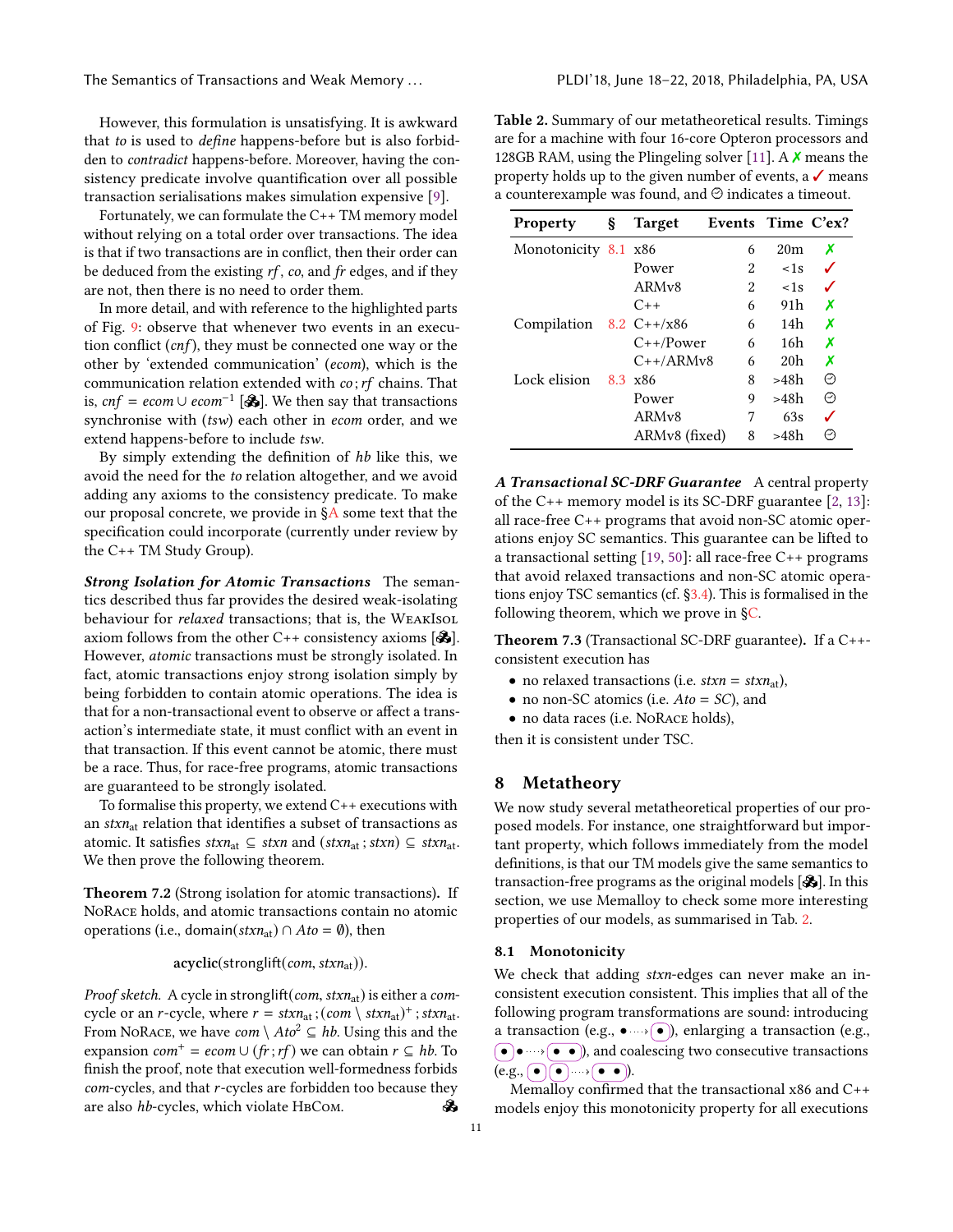However, this formulation is unsatisfying. It is awkward that *to* is used to *define* happens-before but is also forbidden to *contradict* happens-before. Moreover, having the consistency predicate involve quantification over all possible transaction serialisations makes simulation expensive [9].

Fortunately, we can formulate the C++ TM memory model without relying on a total order over transactions. The idea is that if two transactions are in conflict, then their order can be deduced from the existing *rf*, *co*, and *fr* edges, and if they are not, then there is no need to order them.

In more detail, and with reference to the highlighted parts of Fig. 9: observe that whenever two events in an execution conflict (*cnf*), they must be connected one way or the other by 'extended communication' (*ecom*), which is the communication relation extended with $co \,;\, rf$ chains. That is, $cnf = ecom \cup ecom^{-1}$ [🗝]. We then say that transactions synchronise with (*tsw*) each other in *ecom* order, and we extend happens-before to include *tsw*.

By simply extending the definition of *hb* like this, we avoid the need for the *to* relation altogether, and we avoid adding any axioms to the consistency predicate. To make our proposal concrete, we provide in §A some text that the specification could incorporate (currently under review by the C++ TM Study Group).

***Strong Isolation for Atomic Transactions*** The semantics described thus far provides the desired weak-isolating behaviour for *relaxed* transactions; that is, the WeakIsol axiom follows from the other C++ consistency axioms [🗝]. However, *atomic* transactions must be strongly isolated. In fact, atomic transactions enjoy strong isolation simply by being forbidden to contain atomic operations. The idea is that for a non-transactional event to observe or affect a transaction's intermediate state, it must conflict with an event in that transaction. If this event cannot be atomic, there must be a race. Thus, for race-free programs, atomic transactions are guaranteed to be strongly isolated.

To formalise this property, we extend C++ executions with an $stxn_{at}$ relation that identifies a subset of transactions as atomic. It satisfies $stxn_{at} \subseteq stxn$ and $(stxn_{at} \,;\, stxn) \subseteq stxn_{at}$. We then prove the following theorem.

**Theorem 7.2** (Strong isolation for atomic transactions)**.** If NoRace holds, and atomic transactions contain no atomic operations (i.e., $\mathrm{domain}(stxn_{at}) \cap Ato = \emptyset$), then

$$\mathbf{acyclic}(\mathrm{stronglift}(com, stxn_{at})).$$

*Proof sketch.* A cycle in $\mathrm{stronglift}(com, stxn_{at})$ is either a *com*-cycle or an *r*-cycle, where $r = stxn_{at} \,;\, (com \setminus stxn_{at})^{+} \,;\, stxn_{at}$. From NoRace, we have $com \setminus Ato^2 \subseteq hb$. Using this and the expansion $com^{+} = ecom \cup (fr \,;\, rf)$ we can obtain $r \subseteq hb$. To finish the proof, note that execution well-formedness forbids *com*-cycles, and that *r*-cycles are forbidden too because they are also *hb*-cycles, which violate HbCom. 🗝

**Table 2.** Summary of our metatheoretical results. Timings are for a machine with four 16-core Opteron processors and 128GB RAM, using the Plingeling solver [11]. A ✗ means the property holds up to the given number of events, a ✓ means a counterexample was found, and ⏲ indicates a timeout.

| Property | § | Target | Events | Time | C'ex? |
|---|---|---|---|---|---|
| Monotonicity | 8.1 | x86 | 6 | 20m | ✗ |
| | | Power | 2 | <1s | ✓ |
| | | ARMv8 | 2 | <1s | ✓ |
| | | C++ | 6 | 91h | ✗ |
| Compilation | 8.2 | C++/x86 | 6 | 14h | ✗ |
| | | C++/Power | 6 | 16h | ✗ |
| | | C++/ARMv8 | 6 | 20h | ✗ |
| Lock elision | 8.3 | x86 | 8 | >48h | ⏲ |
| | | Power | 9 | >48h | ⏲ |
| | | ARMv8 | 7 | 63s | ✓ |
| | | ARMv8 (fixed) | 8 | >48h | ⏲ |

***A Transactional SC-DRF Guarantee*** A central property of the C++ memory model is its SC-DRF guarantee [2, 13]: all race-free C++ programs that avoid non-SC atomic operations enjoy SC semantics. This guarantee can be lifted to a transactional setting [19, 50]: all race-free C++ programs that avoid relaxed transactions and non-SC atomic operations enjoy TSC semantics (cf. §3.4). This is formalised in the following theorem, which we prove in §C.

**Theorem 7.3** (Transactional SC-DRF guarantee)**.** If a C++-consistent execution has

- no relaxed transactions (i.e. $stxn = stxn_{at}$),
- no non-SC atomics (i.e. $Ato = SC$), and
- no data races (i.e. NoRace holds),

then it is consistent under TSC.

## 8 Metatheory

We now study several metatheoretical properties of our proposed models. For instance, one straightforward but important property, which follows immediately from the model definitions, is that our TM models give the same semantics to transaction-free programs as the original models [🗝]. In this section, we use Memalloy to check some more interesting properties of our models, as summarised in Tab. 2.

### 8.1 Monotonicity

We check that adding *stxn*-edges can never make an inconsistent execution consistent. This implies that all of the following program transformations are sound: introducing a transaction (e.g., ● ⇢ (●)), enlarging a transaction (e.g., (●) ● ⇢ (● ●)), and coalescing two consecutive transactions (e.g., (●)(●) ⇢ (● ●)).

Memalloy confirmed that the transactional x86 and C++ models enjoy this monotonicity property for all executions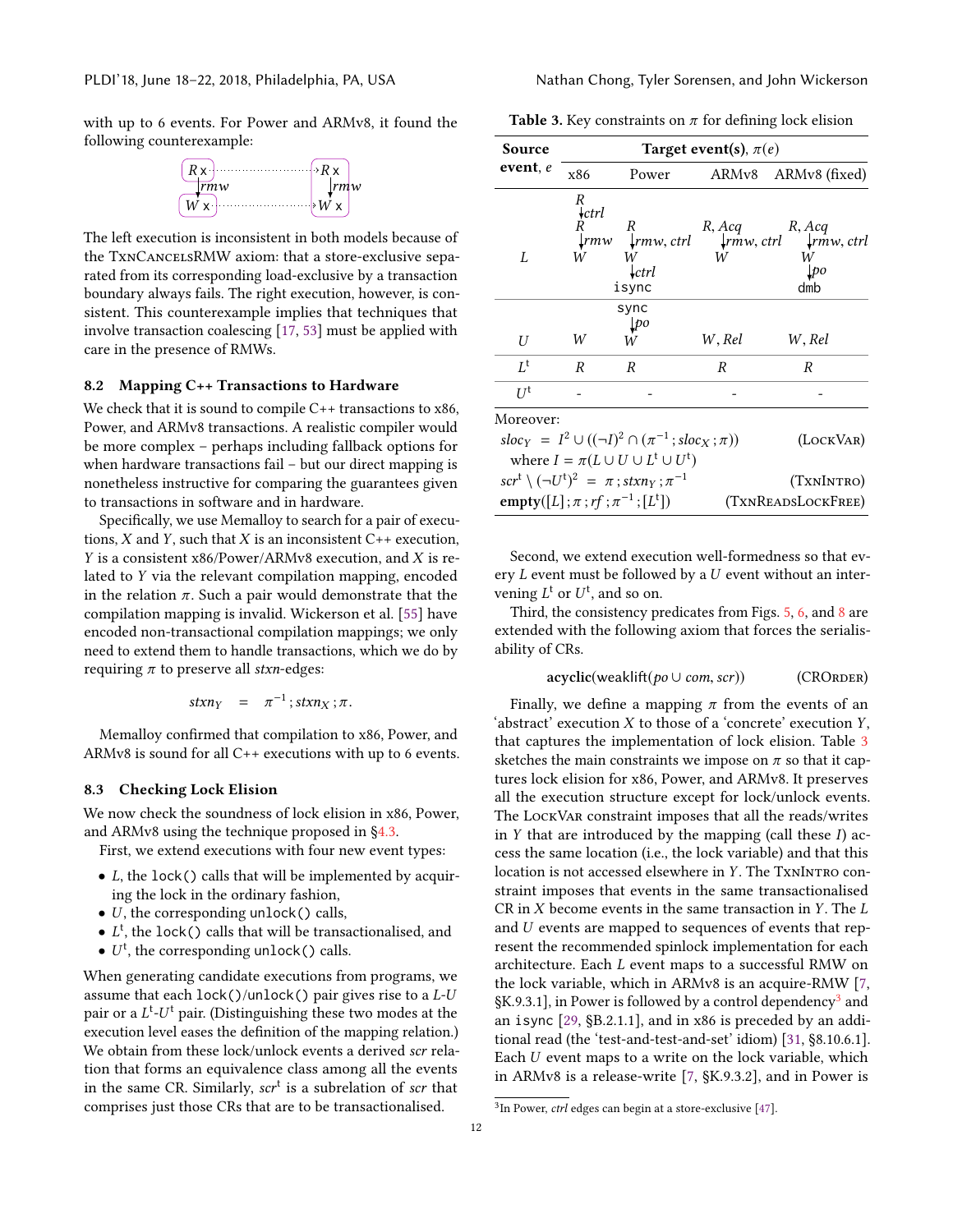with up to 6 events. For Power and ARMv8, it found the following counterexample:

$$\begin{array}{ccc} R\,\mathsf{x} & \cdots\cdots\rightarrow & R\,\mathsf{x} \\ \downarrow rmw & & \downarrow rmw \\ W\,\mathsf{x} & \cdots\cdots\rightarrow & W\,\mathsf{x} \end{array}$$

The left execution is inconsistent in both models because of the TxnCancelsRMW axiom: that a store-exclusive separated from its corresponding load-exclusive by a transaction boundary always fails. The right execution, however, is consistent. This counterexample implies that techniques that involve transaction coalescing [17, 53] must be applied with care in the presence of RMWs.

## 8.2 Mapping C++ Transactions to Hardware

We check that it is sound to compile C++ transactions to x86, Power, and ARMv8 transactions. A realistic compiler would be more complex – perhaps including fallback options for when hardware transactions fail – but our direct mapping is nonetheless instructive for comparing the guarantees given to transactions in software and in hardware.

Specifically, we use Memalloy to search for a pair of executions, $X$ and $Y$, such that $X$ is an inconsistent C++ execution, $Y$ is a consistent x86/Power/ARMv8 execution, and $X$ is related to $Y$ via the relevant compilation mapping, encoded in the relation $\pi$. Such a pair would demonstrate that the compilation mapping is invalid. Wickerson et al. [55] have encoded non-transactional compilation mappings; we only need to extend them to handle transactions, which we do by requiring $\pi$ to preserve all *stxn*-edges:

$$stxn_Y \quad = \quad \pi^{-1} \,;\, stxn_X \,;\, \pi.$$

Memalloy confirmed that compilation to x86, Power, and ARMv8 is sound for all C++ executions with up to 6 events.

## 8.3 Checking Lock Elision

We now check the soundness of lock elision in x86, Power, and ARMv8 using the technique proposed in §4.3.

First, we extend executions with four new event types:

- $L$, the `lock()` calls that will be implemented by acquiring the lock in the ordinary fashion,
- $U$, the corresponding `unlock()` calls,
- $L^t$, the `lock()` calls that will be transactionalised, and
- $U^t$, the corresponding `unlock()` calls.

When generating candidate executions from programs, we assume that each `lock()`/`unlock()` pair gives rise to a $L$-$U$ pair or a $L^t$-$U^t$ pair. (Distinguishing these two modes at the execution level eases the definition of the mapping relation.) We obtain from these lock/unlock events a derived *scr* relation that forms an equivalence class among all the events in the same CR. Similarly, $scr^t$ is a subrelation of *scr* that comprises just those CRs that are to be transactionalised.

**Table 3.** Key constraints on $\pi$ for defining lock elision

| Source event, $e$ | Target event(s), $\pi(e)$ | | | |
|---|---|---|---|---|
| | x86 | Power | ARMv8 | ARMv8 (fixed) |
| $L$ | $R \xrightarrow{ctrl} R \xrightarrow{rmw} W$ | $R \xrightarrow{rmw,\,ctrl} W \xrightarrow{ctrl}$ `isync` | $R, Acq \xrightarrow{rmw,\,ctrl} W$ | $R, Acq \xrightarrow{rmw,\,ctrl} W \xrightarrow{po}$ `dmb` |
| $U$ | $W$ | `sync` $\xrightarrow{po} W$ | $W, Rel$ | $W, Rel$ |
| $L^t$ | $R$ | $R$ | $R$ | $R$ |
| $U^t$ | - | - | - | - |

Moreover:

$$sloc_Y \;=\; I^2 \cup ((\neg I)^2 \cap (\pi^{-1} \,;\, sloc_X \,;\, \pi)) \qquad \text{(LockVar)}$$

where $I = \pi(L \cup U \cup L^t \cup U^t)$

$$scr^t \setminus (\neg U^t)^2 \;=\; \pi \,;\, stxn_Y \,;\, \pi^{-1} \qquad \text{(TxnIntro)}$$

$$\textbf{empty}([L] \,;\, \pi \,;\, rf \,;\, \pi^{-1} \,;\, [L^t]) \qquad \text{(TxnReadsLockFree)}$$

Second, we extend execution well-formedness so that every $L$ event must be followed by a $U$ event without an intervening $L^t$ or $U^t$, and so on.

Third, the consistency predicates from Figs. 5, 6, and 8 are extended with the following axiom that forces the serialisability of CRs.

$$\textbf{acyclic}(\text{weaklift}(po \cup com, scr)) \qquad \text{(CROrder)}$$

Finally, we define a mapping $\pi$ from the events of an 'abstract' execution $X$ to those of a 'concrete' execution $Y$, that captures the implementation of lock elision. Table 3 sketches the main constraints we impose on $\pi$ so that it captures lock elision for x86, Power, and ARMv8. It preserves all the execution structure except for lock/unlock events. The LockVar constraint imposes that all the reads/writes in $Y$ that are introduced by the mapping (call these $I$) access the same location (i.e., the lock variable) and that this location is not accessed elsewhere in $Y$. The TxnIntro constraint imposes that events in the same transactionalised CR in $X$ become events in the same transaction in $Y$. The $L$ and $U$ events are mapped to sequences of events that represent the recommended spinlock implementation for each architecture. Each $L$ event maps to a successful RMW on the lock variable, which in ARMv8 is an acquire-RMW [7, §K.9.3.1], in Power is followed by a control dependency[3] and an `isync` [29, §B.2.1.1], and in x86 is preceded by an additional read (the 'test-and-test-and-set' idiom) [31, §8.10.6.1]. Each $U$ event maps to a write on the lock variable, which in ARMv8 is a release-write [7, §K.9.3.2], and in Power is

[3] In Power, *ctrl* edges can begin at a store-exclusive [47].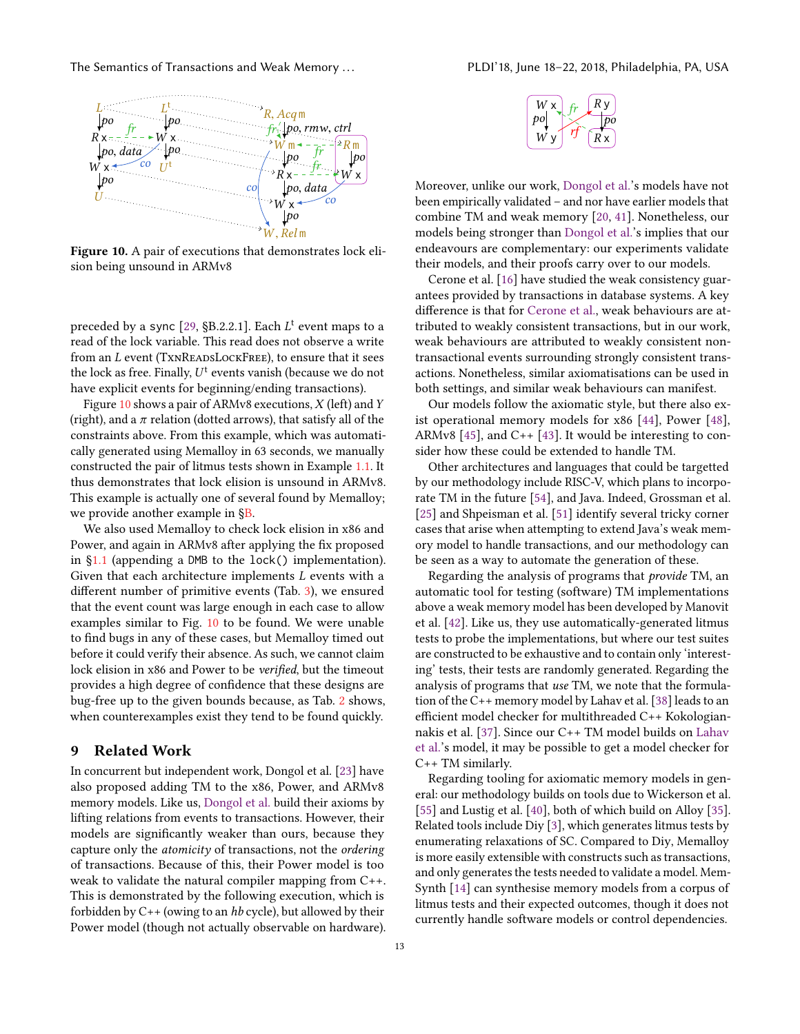**Figure 10.** A pair of executions that demonstrates lock elision being unsound in ARMv8

preceded by a sync [29, §B.2.2.1]. Each $L^t$ event maps to a read of the lock variable. This read does not observe a write from an $L$ event (TxnReadsLockFree), to ensure that it sees the lock as free. Finally, $U^t$ events vanish (because we do not have explicit events for beginning/ending transactions).

Figure 10 shows a pair of ARMv8 executions, $X$ (left) and $Y$ (right), and a $\pi$ relation (dotted arrows), that satisfy all of the constraints above. From this example, which was automatically generated using Memalloy in 63 seconds, we manually constructed the pair of litmus tests shown in Example 1.1. It thus demonstrates that lock elision is unsound in ARMv8. This example is actually one of several found by Memalloy; we provide another example in §B.

We also used Memalloy to check lock elision in x86 and Power, and again in ARMv8 after applying the fix proposed in §1.1 (appending a DMB to the lock() implementation). Given that each architecture implements $L$ events with a different number of primitive events (Tab. 3), we ensured that the event count was large enough in each case to allow examples similar to Fig. 10 to be found. We were unable to find bugs in any of these cases, but Memalloy timed out before it could verify their absence. As such, we cannot claim lock elision in x86 and Power to be *verified*, but the timeout provides a high degree of confidence that these designs are bug-free up to the given bounds because, as Tab. 2 shows, when counterexamples exist they tend to be found quickly.

## 9 Related Work

In concurrent but independent work, Dongol et al. [23] have also proposed adding TM to the x86, Power, and ARMv8 memory models. Like us, Dongol et al. build their axioms by lifting relations from events to transactions. However, their models are significantly weaker than ours, because they capture only the *atomicity* of transactions, not the *ordering* of transactions. Because of this, their Power model is too weak to validate the natural compiler mapping from C++. This is demonstrated by the following execution, which is forbidden by C++ (owing to an *hb* cycle), but allowed by their Power model (though not actually observable on hardware).

Moreover, unlike our work, Dongol et al.'s models have not been empirically validated – and nor have earlier models that combine TM and weak memory [20, 41]. Nonetheless, our models being stronger than Dongol et al.'s implies that our endeavours are complementary: our experiments validate their models, and their proofs carry over to our models.

Cerone et al. [16] have studied the weak consistency guarantees provided by transactions in database systems. A key difference is that for Cerone et al., weak behaviours are attributed to weakly consistent transactions, but in our work, weak behaviours are attributed to weakly consistent non-transactional events surrounding strongly consistent transactions. Nonetheless, similar axiomatisations can be used in both settings, and similar weak behaviours can manifest.

Our models follow the axiomatic style, but there also exist operational memory models for x86 [44], Power [48], ARMv8 [45], and C++ [43]. It would be interesting to consider how these could be extended to handle TM.

Other architectures and languages that could be targetted by our methodology include RISC-V, which plans to incorporate TM in the future [54], and Java. Indeed, Grossman et al. [25] and Shpeisman et al. [51] identify several tricky corner cases that arise when attempting to extend Java's weak memory model to handle transactions, and our methodology can be seen as a way to automate the generation of these.

Regarding the analysis of programs that *provide* TM, an automatic tool for testing (software) TM implementations above a weak memory model has been developed by Manovit et al. [42]. Like us, they use automatically-generated litmus tests to probe the implementations, but where our test suites are constructed to be exhaustive and to contain only 'interesting' tests, their tests are randomly generated. Regarding the analysis of programs that *use* TM, we note that the formulation of the C++ memory model by Lahav et al. [38] leads to an efficient model checker for multithreaded C++ Kokologiannakis et al. [37]. Since our C++ TM model builds on Lahav et al.'s model, it may be possible to get a model checker for C++ TM similarly.

Regarding tooling for axiomatic memory models in general: our methodology builds on tools due to Wickerson et al. [55] and Lustig et al. [40], both of which build on Alloy [35]. Related tools include Diy [3], which generates litmus tests by enumerating relaxations of SC. Compared to Diy, Memalloy is more easily extensible with constructs such as transactions, and only generates the tests needed to validate a model. MemSynth [14] can synthesise memory models from a corpus of litmus tests and their expected outcomes, though it does not currently handle software models or control dependencies.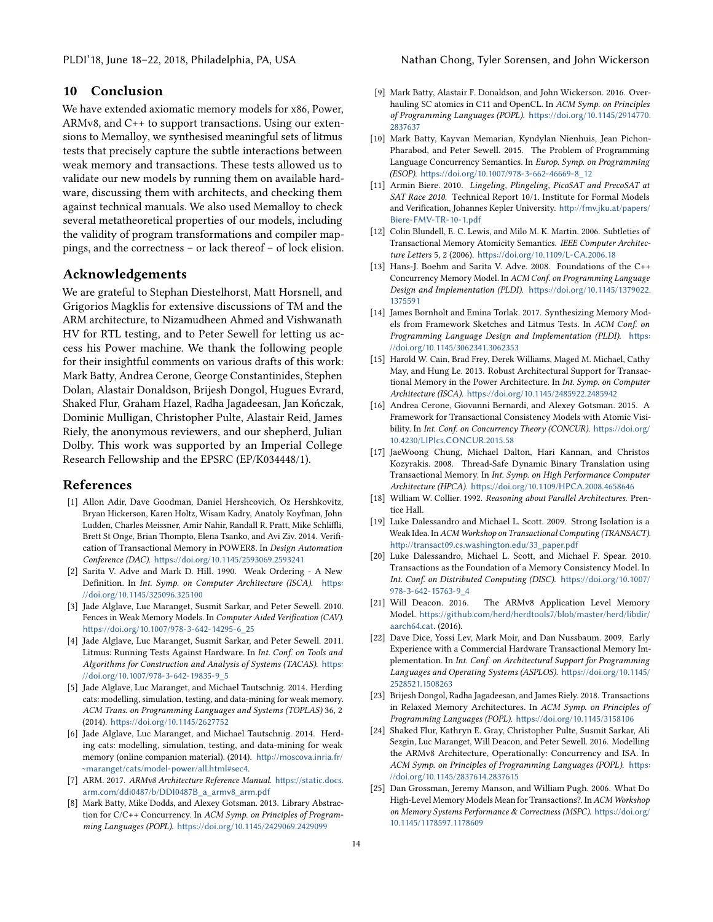## 10 Conclusion

We have extended axiomatic memory models for x86, Power, ARMv8, and C++ to support transactions. Using our extensions to Memalloy, we synthesised meaningful sets of litmus tests that precisely capture the subtle interactions between weak memory and transactions. These tests allowed us to validate our new models by running them on available hardware, discussing them with architects, and checking them against technical manuals. We also used Memalloy to check several metatheoretical properties of our models, including the validity of program transformations and compiler mappings, and the correctness – or lack thereof – of lock elision.

## Acknowledgements

We are grateful to Stephan Diestelhorst, Matt Horsnell, and Grigorios Magklis for extensive discussions of TM and the ARM architecture, to Nizamudheen Ahmed and Vishwanath HV for RTL testing, and to Peter Sewell for letting us access his Power machine. We thank the following people for their insightful comments on various drafts of this work: Mark Batty, Andrea Cerone, George Constantinides, Stephen Dolan, Alastair Donaldson, Brijesh Dongol, Hugues Evrard, Shaked Flur, Graham Hazel, Radha Jagadeesan, Jan Kończak, Dominic Mulligan, Christopher Pulte, Alastair Reid, James Riely, the anonymous reviewers, and our shepherd, Julian Dolby. This work was supported by an Imperial College Research Fellowship and the EPSRC (EP/K034448/1).

## References

[1] Allon Adir, Dave Goodman, Daniel Hershcovich, Oz Hershkovitz, Bryan Hickerson, Karen Holtz, Wisam Kadry, Anatoly Koyfman, John Ludden, Charles Meissner, Amir Nahir, Randall R. Pratt, Mike Schliffli, Brett St Onge, Brian Thompto, Elena Tsanko, and Avi Ziv. 2014. Verification of Transactional Memory in POWER8. In *Design Automation Conference (DAC)*. https://doi.org/10.1145/2593069.2593241

[2] Sarita V. Adve and Mark D. Hill. 1990. Weak Ordering - A New Definition. In *Int. Symp. on Computer Architecture (ISCA)*. https://doi.org/10.1145/325096.325100

[3] Jade Alglave, Luc Maranget, Susmit Sarkar, and Peter Sewell. 2010. Fences in Weak Memory Models. In *Computer Aided Verification (CAV)*. https://doi.org/10.1007/978-3-642-14295-6_25

[4] Jade Alglave, Luc Maranget, Susmit Sarkar, and Peter Sewell. 2011. Litmus: Running Tests Against Hardware. In *Int. Conf. on Tools and Algorithms for Construction and Analysis of Systems (TACAS)*. https://doi.org/10.1007/978-3-642-19835-9_5

[5] Jade Alglave, Luc Maranget, and Michael Tautschnig. 2014. Herding cats: modelling, simulation, testing, and data-mining for weak memory. *ACM Trans. on Programming Languages and Systems (TOPLAS)* 36, 2 (2014). https://doi.org/10.1145/2627752

[6] Jade Alglave, Luc Maranget, and Michael Tautschnig. 2014. Herding cats: modelling, simulation, testing, and data-mining for weak memory (online companion material). (2014). http://moscova.inria.fr/~maranget/cats/model-power/all.html#sec4.

[7] ARM. 2017. *ARMv8 Architecture Reference Manual*. https://static.docs.arm.com/ddi0487/b/DDI0487B_a_armv8_arm.pdf

[8] Mark Batty, Mike Dodds, and Alexey Gotsman. 2013. Library Abstraction for C/C++ Concurrency. In *ACM Symp. on Principles of Programming Languages (POPL)*. https://doi.org/10.1145/2429069.2429099

[9] Mark Batty, Alastair F. Donaldson, and John Wickerson. 2016. Overhauling SC atomics in C11 and OpenCL. In *ACM Symp. on Principles of Programming Languages (POPL)*. https://doi.org/10.1145/2914770.2837637

[10] Mark Batty, Kayvan Memarian, Kyndylan Nienhuis, Jean Pichon-Pharabod, and Peter Sewell. 2015. The Problem of Programming Language Concurrency Semantics. In *Europ. Symp. on Programming (ESOP)*. https://doi.org/10.1007/978-3-662-46669-8_12

[11] Armin Biere. 2010. *Lingeling, Plingeling, PicoSAT and PrecoSAT at SAT Race 2010.* Technical Report 10/1. Institute for Formal Models and Verification, Johannes Kepler University. http://fmv.jku.at/papers/Biere-FMV-TR-10-1.pdf

[12] Colin Blundell, E. C. Lewis, and Milo M. K. Martin. 2006. Subtleties of Transactional Memory Atomicity Semantics. *IEEE Computer Architecture Letters* 5, 2 (2006). https://doi.org/10.1109/L-CA.2006.18

[13] Hans-J. Boehm and Sarita V. Adve. 2008. Foundations of the C++ Concurrency Memory Model. In *ACM Conf. on Programming Language Design and Implementation (PLDI)*. https://doi.org/10.1145/1379022.1375591

[14] James Bornholt and Emina Torlak. 2017. Synthesizing Memory Models from Framework Sketches and Litmus Tests. In *ACM Conf. on Programming Language Design and Implementation (PLDI)*. https://doi.org/10.1145/3062341.3062353

[15] Harold W. Cain, Brad Frey, Derek Williams, Maged M. Michael, Cathy May, and Hung Le. 2013. Robust Architectural Support for Transactional Memory in the Power Architecture. In *Int. Symp. on Computer Architecture (ISCA)*. https://doi.org/10.1145/2485922.2485942

[16] Andrea Cerone, Giovanni Bernardi, and Alexey Gotsman. 2015. A Framework for Transactional Consistency Models with Atomic Visibility. In *Int. Conf. on Concurrency Theory (CONCUR)*. https://doi.org/10.4230/LIPIcs.CONCUR.2015.58

[17] JaeWoong Chung, Michael Dalton, Hari Kannan, and Christos Kozyrakis. 2008. Thread-Safe Dynamic Binary Translation using Transactional Memory. In *Int. Symp. on High Performance Computer Architecture (HPCA)*. https://doi.org/10.1109/HPCA.2008.4658646

[18] William W. Collier. 1992. *Reasoning about Parallel Architectures*. Prentice Hall.

[19] Luke Dalessandro and Michael L. Scott. 2009. Strong Isolation is a Weak Idea. In *ACM Workshop on Transactional Computing (TRANSACT)*. http://transact09.cs.washington.edu/33_paper.pdf

[20] Luke Dalessandro, Michael L. Scott, and Michael F. Spear. 2010. Transactions as the Foundation of a Memory Consistency Model. In *Int. Conf. on Distributed Computing (DISC)*. https://doi.org/10.1007/978-3-642-15763-9_4

[21] Will Deacon. 2016. The ARMv8 Application Level Memory Model. https://github.com/herd/herdtools7/blob/master/herd/libdir/aarch64.cat. (2016).

[22] Dave Dice, Yossi Lev, Mark Moir, and Dan Nussbaum. 2009. Early Experience with a Commercial Hardware Transactional Memory Implementation. In *Int. Conf. on Architectural Support for Programming Languages and Operating Systems (ASPLOS)*. https://doi.org/10.1145/2528521.1508263

[23] Brijesh Dongol, Radha Jagadeesan, and James Riely. 2018. Transactions in Relaxed Memory Architectures. In *ACM Symp. on Principles of Programming Languages (POPL)*. https://doi.org/10.1145/3158106

[24] Shaked Flur, Kathryn E. Gray, Christopher Pulte, Susmit Sarkar, Ali Sezgin, Luc Maranget, Will Deacon, and Peter Sewell. 2016. Modelling the ARMv8 Architecture, Operationally: Concurrency and ISA. In *ACM Symp. on Principles of Programming Languages (POPL)*. https://doi.org/10.1145/2837614.2837615

[25] Dan Grossman, Jeremy Manson, and William Pugh. 2006. What Do High-Level Memory Models Mean for Transactions?. In *ACM Workshop on Memory Systems Performance & Correctness (MSPC)*. https://doi.org/10.1145/1178597.1178609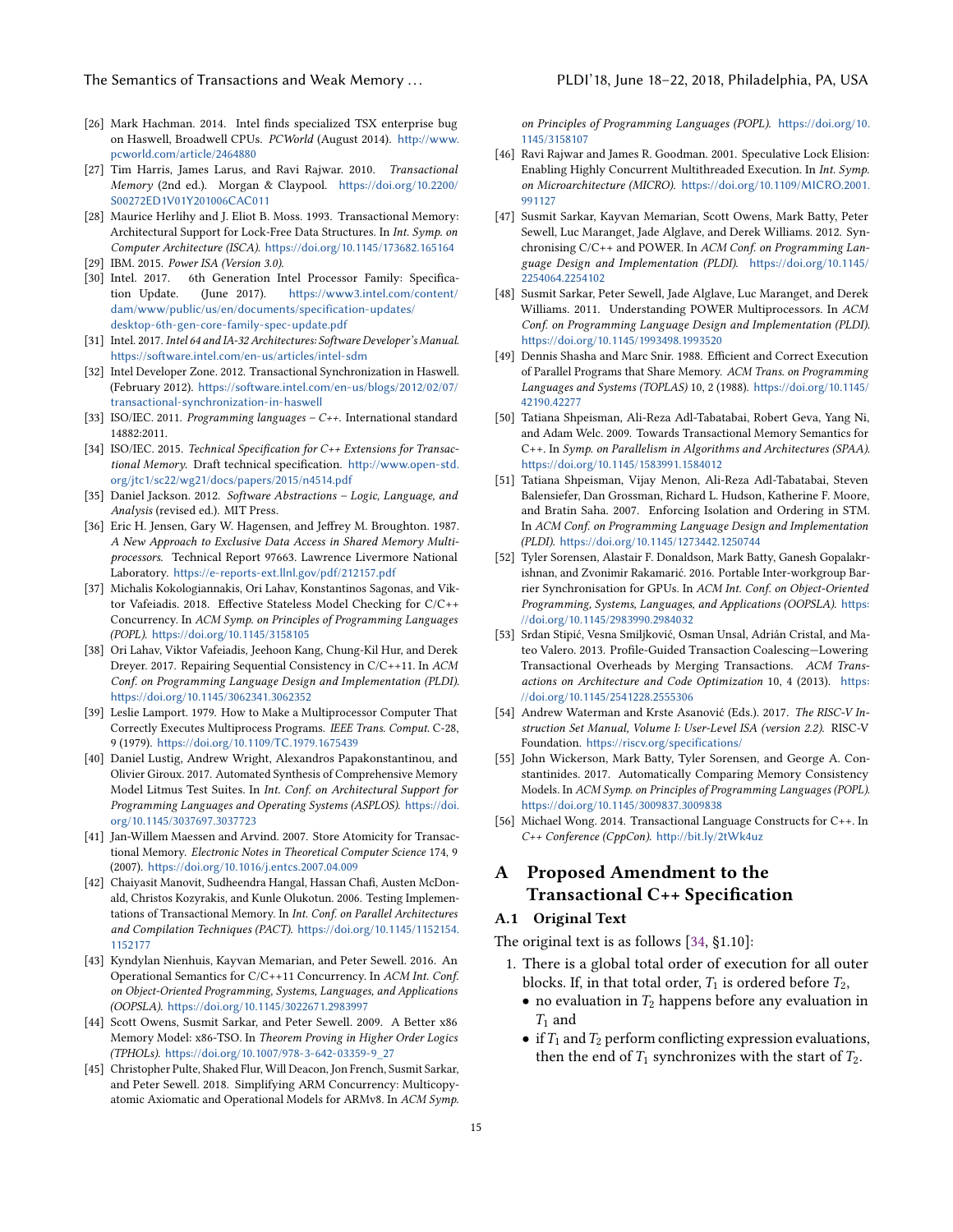[26] Mark Hachman. 2014. Intel finds specialized TSX enterprise bug on Haswell, Broadwell CPUs. *PCWorld* (August 2014). http://www.pcworld.com/article/2464880

[27] Tim Harris, James Larus, and Ravi Rajwar. 2010. *Transactional Memory* (2nd ed.). Morgan & Claypool. https://doi.org/10.2200/S00272ED1V01Y201006CAC011

[28] Maurice Herlihy and J. Eliot B. Moss. 1993. Transactional Memory: Architectural Support for Lock-Free Data Structures. In *Int. Symp. on Computer Architecture (ISCA)*. https://doi.org/10.1145/173682.165164

[29] IBM. 2015. *Power ISA (Version 3.0)*.

[30] Intel. 2017. 6th Generation Intel Processor Family: Specification Update. (June 2017). https://www3.intel.com/content/dam/www/public/us/en/documents/specification-updates/desktop-6th-gen-core-family-spec-update.pdf

[31] Intel. 2017. *Intel 64 and IA-32 Architectures: Software Developer's Manual*. https://software.intel.com/en-us/articles/intel-sdm

[32] Intel Developer Zone. 2012. Transactional Synchronization in Haswell. (February 2012). https://software.intel.com/en-us/blogs/2012/02/07/transactional-synchronization-in-haswell

[33] ISO/IEC. 2011. *Programming languages – C++*. International standard 14882:2011.

[34] ISO/IEC. 2015. *Technical Specification for C++ Extensions for Transactional Memory*. Draft technical specification. http://www.open-std.org/jtc1/sc22/wg21/docs/papers/2015/n4514.pdf

[35] Daniel Jackson. 2012. *Software Abstractions – Logic, Language, and Analysis* (revised ed.). MIT Press.

[36] Eric H. Jensen, Gary W. Hagensen, and Jeffrey M. Broughton. 1987. *A New Approach to Exclusive Data Access in Shared Memory Multiprocessors*. Technical Report 97663. Lawrence Livermore National Laboratory. https://e-reports-ext.llnl.gov/pdf/212157.pdf

[37] Michalis Kokologiannakis, Ori Lahav, Konstantinos Sagonas, and Viktor Vafeiadis. 2018. Effective Stateless Model Checking for C/C++ Concurrency. In *ACM Symp. on Principles of Programming Languages (POPL)*. https://doi.org/10.1145/3158105

[38] Ori Lahav, Viktor Vafeiadis, Jeehoon Kang, Chung-Kil Hur, and Derek Dreyer. 2017. Repairing Sequential Consistency in C/C++11. In *ACM Conf. on Programming Language Design and Implementation (PLDI)*. https://doi.org/10.1145/3062341.3062352

[39] Leslie Lamport. 1979. How to Make a Multiprocessor Computer That Correctly Executes Multiprocess Programs. *IEEE Trans. Comput.* C-28, 9 (1979). https://doi.org/10.1109/TC.1979.1675439

[40] Daniel Lustig, Andrew Wright, Alexandros Papakonstantinou, and Olivier Giroux. 2017. Automated Synthesis of Comprehensive Memory Model Litmus Test Suites. In *Int. Conf. on Architectural Support for Programming Languages and Operating Systems (ASPLOS)*. https://doi.org/10.1145/3037697.3037723

[41] Jan-Willem Maessen and Arvind. 2007. Store Atomicity for Transactional Memory. *Electronic Notes in Theoretical Computer Science* 174, 9 (2007). https://doi.org/10.1016/j.entcs.2007.04.009

[42] Chaiyasit Manovit, Sudheendra Hangal, Hassan Chafi, Austen McDonald, Christos Kozyrakis, and Kunle Olukotun. 2006. Testing Implementations of Transactional Memory. In *Int. Conf. on Parallel Architectures and Compilation Techniques (PACT)*. https://doi.org/10.1145/1152154.1152177

[43] Kyndylan Nienhuis, Kayvan Memarian, and Peter Sewell. 2016. An Operational Semantics for C/C++11 Concurrency. In *ACM Int. Conf. on Object-Oriented Programming, Systems, Languages, and Applications (OOPSLA)*. https://doi.org/10.1145/3022671.2983997

[44] Scott Owens, Susmit Sarkar, and Peter Sewell. 2009. A Better x86 Memory Model: x86-TSO. In *Theorem Proving in Higher Order Logics (TPHOLs)*. https://doi.org/10.1007/978-3-642-03359-9_27

[45] Christopher Pulte, Shaked Flur, Will Deacon, Jon French, Susmit Sarkar, and Peter Sewell. 2018. Simplifying ARM Concurrency: Multicopy-atomic Axiomatic and Operational Models for ARMv8. In *ACM Symp. on Principles of Programming Languages (POPL)*. https://doi.org/10.1145/3158107

[46] Ravi Rajwar and James R. Goodman. 2001. Speculative Lock Elision: Enabling Highly Concurrent Multithreaded Execution. In *Int. Symp. on Microarchitecture (MICRO)*. https://doi.org/10.1109/MICRO.2001.991127

[47] Susmit Sarkar, Kayvan Memarian, Scott Owens, Mark Batty, Peter Sewell, Luc Maranget, Jade Alglave, and Derek Williams. 2012. Synchronising C/C++ and POWER. In *ACM Conf. on Programming Language Design and Implementation (PLDI)*. https://doi.org/10.1145/2254064.2254102

[48] Susmit Sarkar, Peter Sewell, Jade Alglave, Luc Maranget, and Derek Williams. 2011. Understanding POWER Multiprocessors. In *ACM Conf. on Programming Language Design and Implementation (PLDI)*. https://doi.org/10.1145/1993498.1993520

[49] Dennis Shasha and Marc Snir. 1988. Efficient and Correct Execution of Parallel Programs that Share Memory. *ACM Trans. on Programming Languages and Systems (TOPLAS)* 10, 2 (1988). https://doi.org/10.1145/42190.42277

[50] Tatiana Shpeisman, Ali-Reza Adl-Tabatabai, Robert Geva, Yang Ni, and Adam Welc. 2009. Towards Transactional Memory Semantics for C++. In *Symp. on Parallelism in Algorithms and Architectures (SPAA)*. https://doi.org/10.1145/1583991.1584012

[51] Tatiana Shpeisman, Vijay Menon, Ali-Reza Adl-Tabatabai, Steven Balensiefer, Dan Grossman, Richard L. Hudson, Katherine F. Moore, and Bratin Saha. 2007. Enforcing Isolation and Ordering in STM. In *ACM Conf. on Programming Language Design and Implementation (PLDI)*. https://doi.org/10.1145/1273442.1250744

[52] Tyler Sorensen, Alastair F. Donaldson, Mark Batty, Ganesh Gopalakrishnan, and Zvonimir Rakamarić. 2016. Portable Inter-workgroup Barrier Synchronisation for GPUs. In *ACM Int. Conf. on Object-Oriented Programming, Systems, Languages, and Applications (OOPSLA)*. https://doi.org/10.1145/2983990.2984032

[53] Srdan Stipić, Vesna Smiljković, Osman Unsal, Adrián Cristal, and Mateo Valero. 2013. Profile-Guided Transaction Coalescing—Lowering Transactional Overheads by Merging Transactions. *ACM Transactions on Architecture and Code Optimization* 10, 4 (2013). https://doi.org/10.1145/2541228.2555306

[54] Andrew Waterman and Krste Asanović (Eds.). 2017. *The RISC-V Instruction Set Manual, Volume I: User-Level ISA (version 2.2)*. RISC-V Foundation. https://riscv.org/specifications/

[55] John Wickerson, Mark Batty, Tyler Sorensen, and George A. Constantinides. 2017. Automatically Comparing Memory Consistency Models. In *ACM Symp. on Principles of Programming Languages (POPL)*. https://doi.org/10.1145/3009837.3009838

[56] Michael Wong. 2014. Transactional Language Constructs for C++. In *C++ Conference (CppCon)*. http://bit.ly/2tWk4uz

# A Proposed Amendment to the Transactional C++ Specification

## A.1 Original Text

The original text is as follows [34, §1.10]:

1. There is a global total order of execution for all outer blocks. If, in that total order, $T_1$ is ordered before $T_2$,
   - no evaluation in $T_2$ happens before any evaluation in $T_1$ and
   - if $T_1$ and $T_2$ perform conflicting expression evaluations, then the end of $T_1$ synchronizes with the start of $T_2$.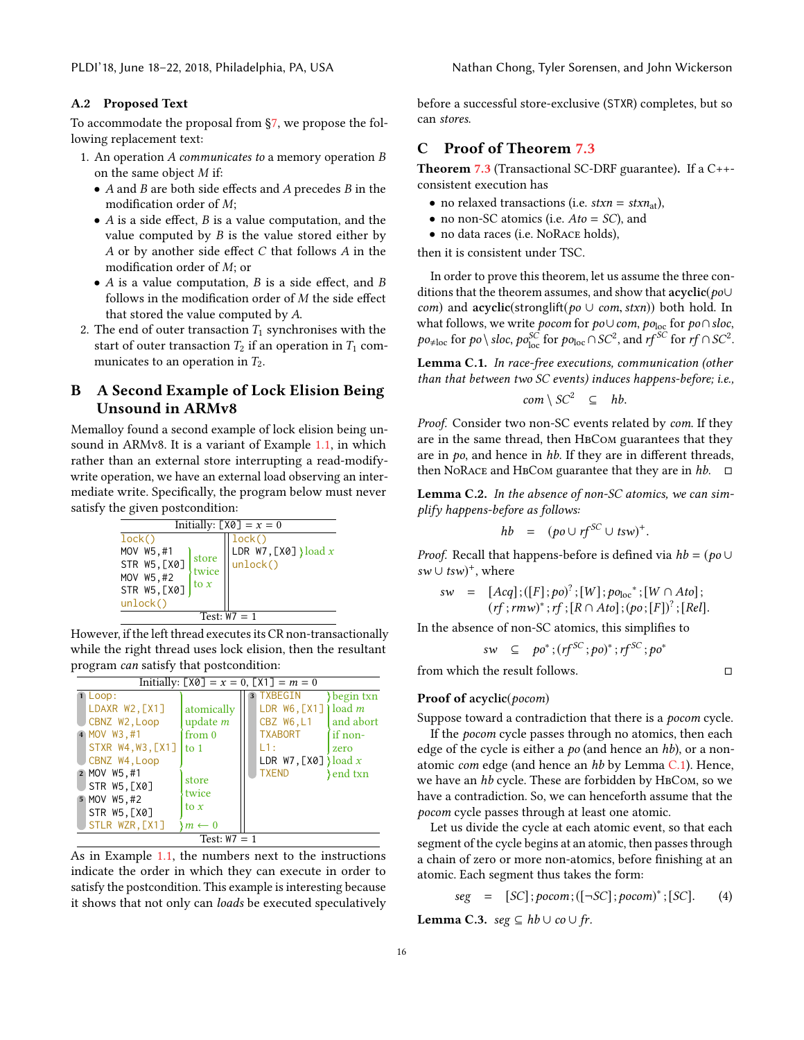### A.2 Proposed Text

To accommodate the proposal from §7, we propose the following replacement text:

1. An operation $A$ *communicates to* a memory operation $B$ on the same object $M$ if:
   - $A$ and $B$ are both side effects and $A$ precedes $B$ in the modification order of $M$;
   - $A$ is a side effect, $B$ is a value computation, and the value computed by $B$ is the value stored either by $A$ or by another side effect $C$ that follows $A$ in the modification order of $M$; or
   - $A$ is a value computation, $B$ is a side effect, and $B$ follows in the modification order of $M$ the side effect that stored the value computed by $A$.
2. The end of outer transaction $T_1$ synchronises with the start of outer transaction $T_2$ if an operation in $T_1$ communicates to an operation in $T_2$.

## B A Second Example of Lock Elision Being Unsound in ARMv8

Memalloy found a second example of lock elision being unsound in ARMv8. It is a variant of Example 1.1, in which rather than an external store interrupting a read-modify-write operation, we have an external load observing an intermediate write. Specifically, the program below must never satisfy the given postcondition:

Initially: `[X0]` = $x$ = 0

```
lock()                        ||  lock()
MOV W5,#1     } store         ||  LDR W7,[X0] } load x
STR W5,[X0]   } twice         ||  unlock()
MOV W5,#2     } to x          ||
STR W5,[X0]   }               ||
unlock()                      ||
```

Test: W7 = 1

However, if the left thread executes its CR non-transactionally while the right thread uses lock elision, then the resultant program *can* satisfy that postcondition:

Initially: `[X0]` = $x$ = 0, `[X1]` = $m$ = 0

```
1 Loop:                  }                  || 3 TXBEGIN       } begin txn
  LDAXR W2,[X1]          } atomically       ||   LDR W6,[X1]   } load m
  CBNZ W2,Loop           } update m         ||   CBZ W6,L1     } and abort
4 MOV W3,#1              } from 0           ||   TXABORT       } if non-
  STXR W4,W3,[X1]        } to 1             ||   L1:           } zero
  CBNZ W4,Loop           }                  ||   LDR W7,[X0]   } load x
2 MOV W5,#1              } store            ||   TXEND         } end txn
  STR W5,[X0]            } twice            ||
5 MOV W5,#2              } to x             ||
  STR W5,[X0]            }                  ||
  STLR WZR,[X1]          } m <- 0           ||
```

Test: W7 = 1

As in Example 1.1, the numbers next to the instructions indicate the order in which they can execute in order to satisfy the postcondition. This example is interesting because it shows that not only can *loads* be executed speculatively before a successful store-exclusive (STXR) completes, but so can *stores*.

## C Proof of Theorem 7.3

**Theorem 7.3** (Transactional SC-DRF guarantee). **If a C++-consistent execution has**

- no relaxed transactions (i.e. $stxn = stxn_{at}$),
- no non-SC atomics (i.e. $Ato = SC$), and
- no data races (i.e. NoRace holds),

then it is consistent under TSC.

In order to prove this theorem, let us assume the three conditions that the theorem assumes, and show that **acyclic**$(po \cup com)$ and **acyclic**$(\text{stronglift}(po \cup com, stxn))$ both hold. In what follows, we write $pocom$ for $po \cup com$, $po_{loc}$ for $po \cap sloc$, $po_{\neq loc}$ for $po \setminus sloc$, $po_{loc}^{SC}$ for $po_{loc} \cap SC^2$, and $rf^{SC}$ for $rf \cap SC^2$.

**Lemma C.1.** *In race-free executions, communication (other than that between two SC events) induces happens-before; i.e.,*

$$com \setminus SC^2 \quad \subseteq \quad hb.$$

*Proof.* Consider two non-SC events related by $com$. If they are in the same thread, then HbCom guarantees that they are in $po$, and hence in $hb$. If they are in different threads, then NoRace and HbCom guarantee that they are in $hb$. □

**Lemma C.2.** *In the absence of non-SC atomics, we can simplify happens-before as follows:*

$$hb \quad = \quad (po \cup rf^{SC} \cup tsw)^{+}.$$

*Proof.* Recall that happens-before is defined via $hb = (po \cup sw \cup tsw)^{+}$, where

$$\begin{aligned} sw \quad = \quad & [Acq] ; ([F] ; po)^{?} ; [W] ; po_{loc}{}^{*} ; [W \cap Ato] ; \\ & (rf ; rmw)^{*} ; rf ; [R \cap Ato] ; (po ; [F])^{?} ; [Rel]. \end{aligned}$$

In the absence of non-SC atomics, this simplifies to

$$sw \quad \subseteq \quad po^{*} ; (rf^{SC} ; po)^{*} ; rf^{SC} ; po^{*}$$

from which the result follows. □

**Proof of acyclic**$(pocom)$

Suppose toward a contradiction that there is a $pocom$ cycle.

If the $pocom$ cycle passes through no atomics, then each edge of the cycle is either a $po$ (and hence an $hb$), or a non-atomic $com$ edge (and hence an $hb$ by Lemma C.1). Hence, we have an $hb$ cycle. These are forbidden by HbCom, so we have a contradiction. So, we can henceforth assume that the $pocom$ cycle passes through at least one atomic.

Let us divide the cycle at each atomic event, so that each segment of the cycle begins at an atomic, then passes through a chain of zero or more non-atomics, before finishing at an atomic. Each segment thus takes the form:

$$seg \quad = \quad [SC] ; pocom ; ([\neg SC] ; pocom)^{*} ; [SC]. \tag{4}$$

**Lemma C.3.** $seg \subseteq hb \cup co \cup fr$.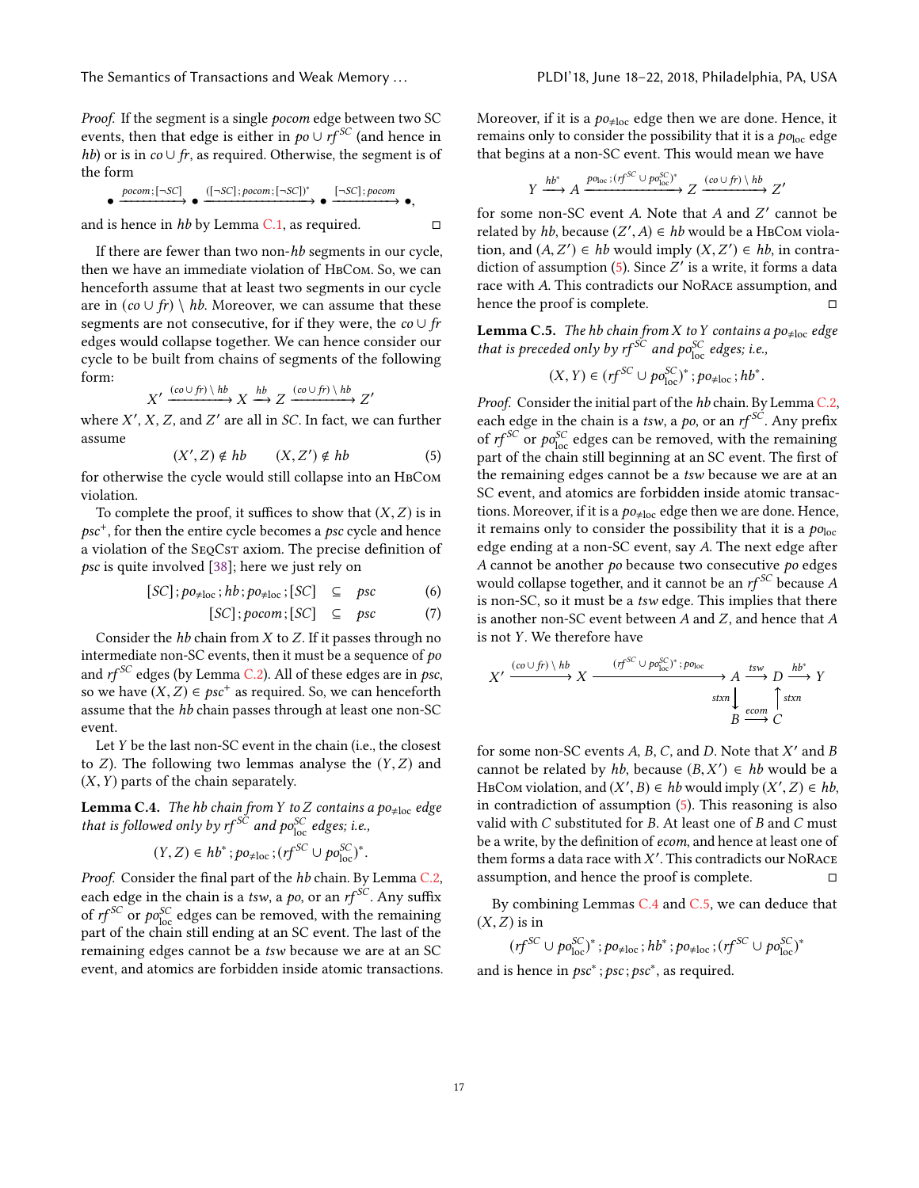*Proof.* If the segment is a single *pocom* edge between two SC events, then that edge is either in $po \cup rf^{SC}$ (and hence in *hb*) or is in $co \cup fr$, as required. Otherwise, the segment is of the form

$$\bullet \xrightarrow{pocom\,;[\neg SC]} \bullet \xrightarrow{([\neg SC]\,;pocom\,;[\neg SC])^*} \bullet \xrightarrow{[\neg SC]\,;pocom} \bullet,$$

and is hence in *hb* by Lemma C.1, as required. □

If there are fewer than two non-*hb* segments in our cycle, then we have an immediate violation of HbCom. So, we can henceforth assume that at least two segments in our cycle are in $(co \cup fr) \setminus hb$. Moreover, we can assume that these segments are not consecutive, for if they were, the $co \cup fr$ edges would collapse together. We can hence consider our cycle to be built from chains of segments of the following form:

$$X' \xrightarrow{(co \cup fr) \setminus hb} X \xrightarrow{hb} Z \xrightarrow{(co \cup fr) \setminus hb} Z'$$

where $X'$, $X$, $Z$, and $Z'$ are all in *SC*. In fact, we can further assume

$$(X', Z) \notin hb \qquad (X, Z') \notin hb \tag{5}$$

for otherwise the cycle would still collapse into an HbCom violation.

To complete the proof, it suffices to show that $(X, Z)$ is in $psc^+$, for then the entire cycle becomes a *psc* cycle and hence a violation of the SeqCst axiom. The precise definition of *psc* is quite involved [38]; here we just rely on

$$[SC]\,; po_{\neq loc}\,; hb\,; po_{\neq loc}\,; [SC] \subseteq psc \tag{6}$$

$$[SC]\,; pocom\,; [SC] \subseteq psc \tag{7}$$

Consider the *hb* chain from $X$ to $Z$. If it passes through no intermediate non-SC events, then it must be a sequence of *po* and $rf^{SC}$ edges (by Lemma C.2). All of these edges are in *psc*, so we have $(X, Z) \in psc^+$ as required. So, we can henceforth assume that the *hb* chain passes through at least one non-SC event.

Let $Y$ be the last non-SC event in the chain (i.e., the closest to $Z$). The following two lemmas analyse the $(Y, Z)$ and $(X, Y)$ parts of the chain separately.

**Lemma C.4.** *The hb chain from $Y$ to $Z$ contains a $po_{\neq loc}$ edge that is followed only by $rf^{SC}$ and $po^{SC}_{loc}$ edges; i.e.,*

$$(Y, Z) \in hb^*\,; po_{\neq loc}\,; (rf^{SC} \cup po^{SC}_{loc})^*.$$

*Proof.* Consider the final part of the *hb* chain. By Lemma C.2, each edge in the chain is a *tsw*, a *po*, or an $rf^{SC}$. Any suffix of $rf^{SC}$ or $po^{SC}_{loc}$ edges can be removed, with the remaining part of the chain still ending at an SC event. The last of the remaining edges cannot be a *tsw* because we are at an SC event, and atomics are forbidden inside atomic transactions. Moreover, if it is a $po_{\neq loc}$ edge then we are done. Hence, it remains only to consider the possibility that it is a $po_{loc}$ edge that begins at a non-SC event. This would mean we have

$$Y \xrightarrow{hb^*} A \xrightarrow{po_{loc}\,; (rf^{SC} \cup po^{SC}_{loc})^*} Z \xrightarrow{(co \cup fr) \setminus hb} Z'$$

for some non-SC event $A$. Note that $A$ and $Z'$ cannot be related by *hb*, because $(Z', A) \in hb$ would be a HbCom violation, and $(A, Z') \in hb$ would imply $(X, Z') \in hb$, in contradiction of assumption (5). Since $Z'$ is a write, it forms a data race with $A$. This contradicts our NoRace assumption, and hence the proof is complete. □

**Lemma C.5.** *The hb chain from $X$ to $Y$ contains a $po_{\neq loc}$ edge that is preceded only by $rf^{SC}$ and $po^{SC}_{loc}$ edges; i.e.,*

$$(X, Y) \in (rf^{SC} \cup po^{SC}_{loc})^*\,; po_{\neq loc}\,; hb^*.$$

*Proof.* Consider the initial part of the *hb* chain. By Lemma C.2, each edge in the chain is a *tsw*, a *po*, or an $rf^{SC}$. Any prefix of $rf^{SC}$ or $po^{SC}_{loc}$ edges can be removed, with the remaining part of the chain still beginning at an SC event. The first of the remaining edges cannot be a *tsw* because we are at an SC event, and atomics are forbidden inside atomic transactions. Moreover, if it is a $po_{\neq loc}$ edge then we are done. Hence, it remains only to consider the possibility that it is a $po_{loc}$ edge ending at a non-SC event, say $A$. The next edge after $A$ cannot be another *po* because two consecutive *po* edges would collapse together, and it cannot be an $rf^{SC}$ because $A$ is non-SC, so it must be a *tsw* edge. This implies that there is another non-SC event between $A$ and $Z$, and hence that $A$ is not $Y$. We therefore have

$$\begin{array}{ccccccc} X' & \xrightarrow{(co \cup fr) \setminus hb} & X & \xrightarrow{(rf^{SC} \cup po^{SC}_{loc})^*\,; po_{loc}} & A & \xrightarrow{tsw} & D & \xrightarrow{hb^*} & Y \\ & & & & \downarrow{\scriptstyle stxn} & & \uparrow{\scriptstyle stxn} & & \\ & & & & B & \xrightarrow{ecom} & C & & \end{array}$$

for some non-SC events $A$, $B$, $C$, and $D$. Note that $X'$ and $B$ cannot be related by *hb*, because $(B, X') \in hb$ would be a HbCom violation, and $(X', B) \in hb$ would imply $(X', Z) \in hb$, in contradiction of assumption (5). This reasoning is also valid with $C$ substituted for $B$. At least one of $B$ and $C$ must be a write, by the definition of *ecom*, and hence at least one of them forms a data race with $X'$. This contradicts our NoRace assumption, and hence the proof is complete. □

By combining Lemmas C.4 and C.5, we can deduce that $(X, Z)$ is in

$$(rf^{SC} \cup po^{SC}_{loc})^*\,; po_{\neq loc}\,; hb^*\,; po_{\neq loc}\,; (rf^{SC} \cup po^{SC}_{loc})^*$$

and is hence in $psc^*\,; psc\,; psc^*$, as required.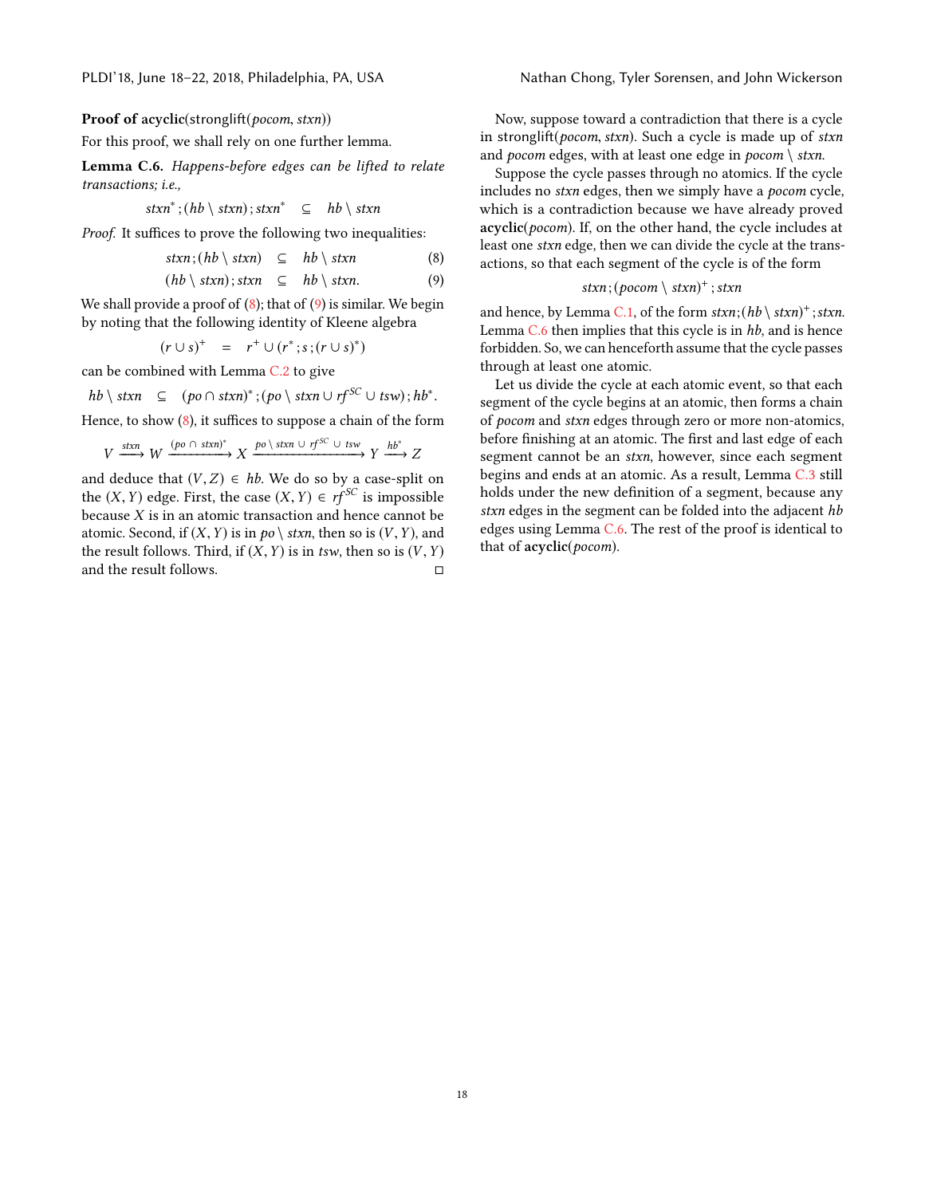**Proof of acyclic**(stronglift(*pocom*, *stxn*))

For this proof, we shall rely on one further lemma.

**Lemma C.6.** *Happens-before edges can be lifted to relate transactions; i.e.,*

$$stxn^* \,;(hb \setminus stxn)\,; stxn^* \quad\subseteq\quad hb \setminus stxn$$

*Proof.* It suffices to prove the following two inequalities:

$$stxn\,;(hb \setminus stxn) \quad\subseteq\quad hb \setminus stxn \tag{8}$$

$$(hb \setminus stxn)\,; stxn \quad\subseteq\quad hb \setminus stxn. \tag{9}$$

We shall provide a proof of (8); that of (9) is similar. We begin by noting that the following identity of Kleene algebra

$$(r \cup s)^+ \quad=\quad r^+ \cup (r^*\,; s\,; (r \cup s)^*)$$

can be combined with Lemma C.2 to give

$$hb \setminus stxn \quad\subseteq\quad (po \cap stxn)^*\,;(po \setminus stxn \cup rf^{SC} \cup tsw)\,; hb^*.$$

Hence, to show (8), it suffices to suppose a chain of the form

$$V \xrightarrow{stxn} W \xrightarrow{(po\,\cap\,stxn)^*} X \xrightarrow{po\,\setminus\,stxn\,\cup\,rf^{SC}\,\cup\,tsw} Y \xrightarrow{hb^*} Z$$

and deduce that $(V, Z) \in hb$. We do so by a case-split on the $(X, Y)$ edge. First, the case $(X, Y) \in rf^{SC}$ is impossible because $X$ is in an atomic transaction and hence cannot be atomic. Second, if $(X, Y)$ is in $po \setminus stxn$, then so is $(V, Y)$, and the result follows. Third, if $(X, Y)$ is in $tsw$, then so is $(V, Y)$ and the result follows. □

Now, suppose toward a contradiction that there is a cycle in stronglift(*pocom*, *stxn*). Such a cycle is made up of *stxn* and *pocom* edges, with at least one edge in $pocom \setminus stxn$.

Suppose the cycle passes through no atomics. If the cycle includes no *stxn* edges, then we simply have a *pocom* cycle, which is a contradiction because we have already proved **acyclic**(*pocom*). If, on the other hand, the cycle includes at least one *stxn* edge, then we can divide the cycle at the transactions, so that each segment of the cycle is of the form

$$stxn\,;(pocom \setminus stxn)^+\,; stxn$$

and hence, by Lemma C.1, of the form $stxn;(hb \setminus stxn)^+;stxn$. Lemma C.6 then implies that this cycle is in *hb*, and is hence forbidden. So, we can henceforth assume that the cycle passes through at least one atomic.

Let us divide the cycle at each atomic event, so that each segment of the cycle begins at an atomic, then forms a chain of *pocom* and *stxn* edges through zero or more non-atomics, before finishing at an atomic. The first and last edge of each segment cannot be an *stxn*, however, since each segment begins and ends at an atomic. As a result, Lemma C.3 still holds under the new definition of a segment, because any *stxn* edges in the segment can be folded into the adjacent *hb* edges using Lemma C.6. The rest of the proof is identical to that of **acyclic**(*pocom*).